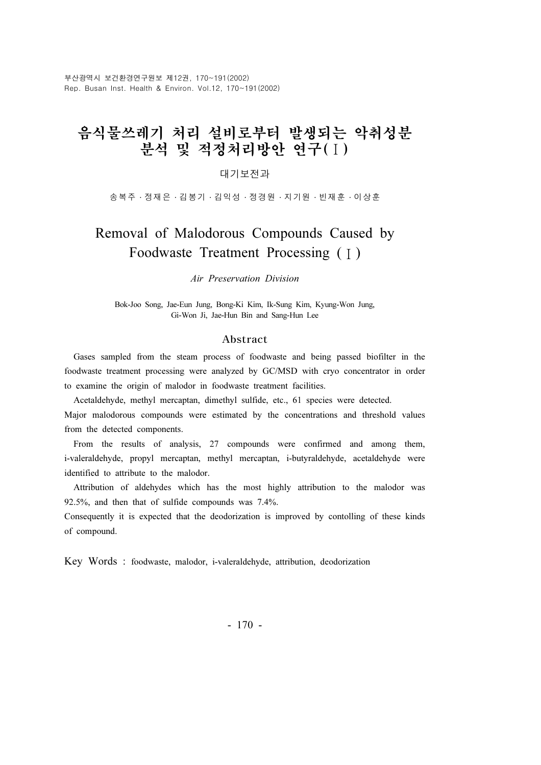# 음식물쓰레기 처리 설비로부터 발생되는 악취성분 분석 및 적정처리방안 연구(Ⅰ)

대기보전과

송복주 · 정재은 · 김봉기 · 김익성 · 정경원 · 지기원 · 빈재훈 · 이상훈

# Removal of Malodorous Compounds Caused by Foodwaste Treatment Processing (Ⅰ)

*Air Preservation Division*

Bok-Joo Song, Jae-Eun Jung, Bong-Ki Kim, Ik-Sung Kim, Kyung-Won Jung, Gi-Won Ji, Jae-Hun Bin and Sang-Hun Lee

## Abstract

Gases sampled from the steam process of foodwaste and being passed biofilter in the foodwaste treatment processing were analyzed by GC/MSD with cryo concentrator in order to examine the origin of malodor in foodwaste treatment facilities.

Acetaldehyde, methyl mercaptan, dimethyl sulfide, etc., 61 species were detected.
Major malodorous compounds were estimated by the concentrations and threshold values from the detected components.

From the results of analysis, 27 compounds were confirmed and among them, i-valeraldehyde, propyl mercaptan, methyl mercaptan, i-butyraldehyde, acetaldehyde were identified to attribute to the malodor.

Attribution of aldehydes which has the most highly attribution to the malodor was 92.5%, and then that of sulfide compounds was 7.4%.
Consequently it is expected that the deodorization is improved by contolling of these kinds of compound.

Key Words : foodwaste, malodor, i-valeraldehyde, attribution, deodorization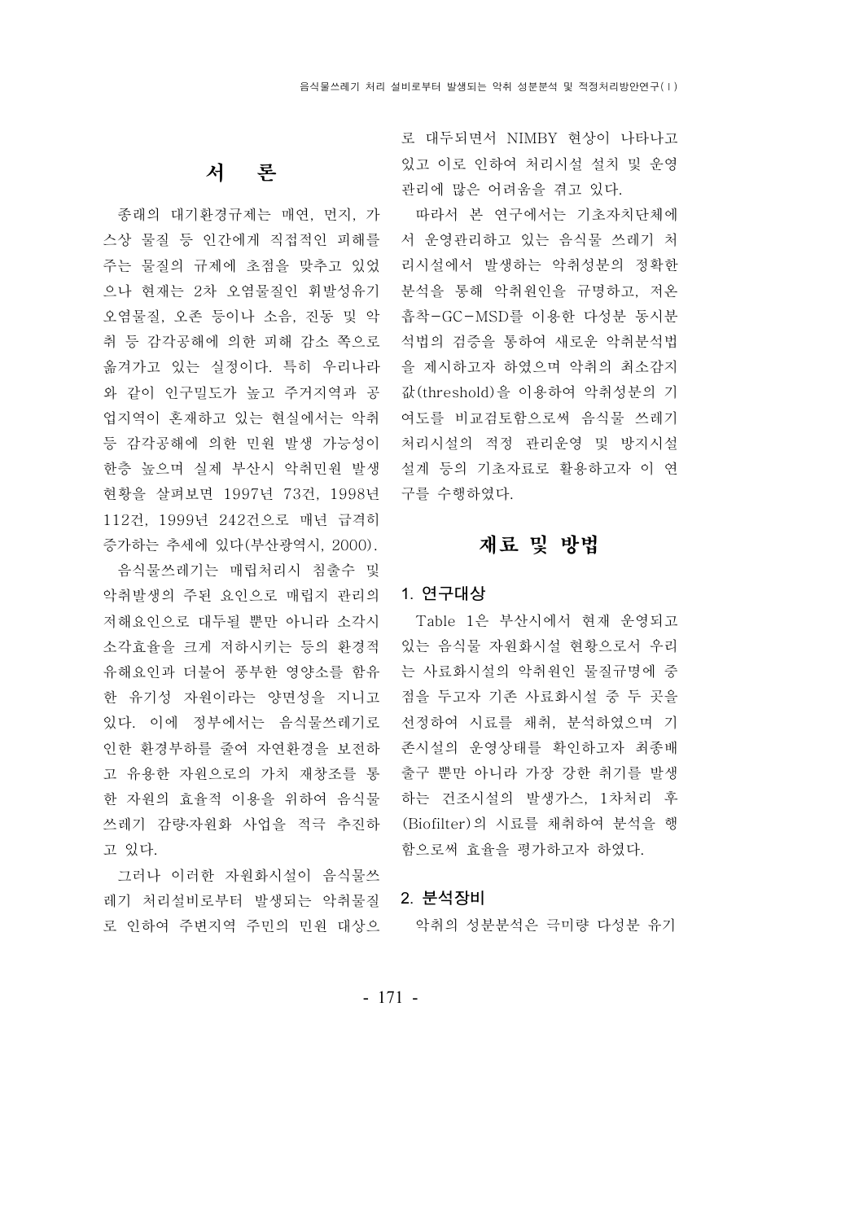# 서 론

종래의 대기환경규제는 매연, 먼지, 가스상 물질 등 인간에게 직접적인 피해를 주는 물질의 규제에 초점을 맞추고 있었으나 현재는 2차 오염물질인 휘발성유기오염물질, 오존 등이나 소음, 진동 및 악취 등 감각공해에 의한 피해 감소 쪽으로 옮겨가고 있는 실정이다. 특히 우리나라와 같이 인구밀도가 높고 주거지역과 공업지역이 혼재하고 있는 현실에서는 악취 등 감각공해에 의한 민원 발생 가능성이 한층 높으며 실제 부산시 악취민원 발생 현황을 살펴보면 1997년 73건, 1998년 112건, 1999년 242건으로 매년 급격히 증가하는 추세에 있다(부산광역시, 2000).

음식물쓰레기는 매립처리시 침출수 및 악취발생의 주된 요인으로 매립지 관리의 저해요인으로 대두될 뿐만 아니라 소각시 소각효율을 크게 저하시키는 등의 환경적 유해요인과 더불어 풍부한 영양소를 함유한 유기성 자원이라는 양면성을 지니고 있다. 이에 정부에서는 음식물쓰레기로 인한 환경부하를 줄여 자연환경을 보전하고 유용한 자원으로의 가치 재창조를 통한 자원의 효율적 이용을 위하여 음식물쓰레기 감량·자원화 사업을 적극 추진하고 있다.

그러나 이러한 자원화시설이 음식물쓰레기 처리설비로부터 발생되는 악취물질로 인하여 주변지역 주민의 민원 대상으로 대두되면서 NIMBY 현상이 나타나고 있고 이로 인하여 처리시설 설치 및 운영관리에 많은 어려움을 겪고 있다.

따라서 본 연구에서는 기초자치단체에서 운영관리하고 있는 음식물 쓰레기 처리시설에서 발생하는 악취성분의 정확한 분석을 통해 악취원인을 규명하고, 저온흡착-GC-MSD를 이용한 다성분 동시분석법의 검증을 통하여 새로운 악취분석법을 제시하고자 하였으며 악취의 최소감지값(threshold)을 이용하여 악취성분의 기여도를 비교검토함으로써 음식물 쓰레기 처리시설의 적정 관리운영 및 방지시설 설계 등의 기초자료로 활용하고자 이 연구를 수행하였다.

# 재료 및 방법

## 1. 연구대상

Table 1은 부산시에서 현재 운영되고 있는 음식물 자원화시설 현황으로서 우리는 사료화시설의 악취원인 물질규명에 중점을 두고자 기존 사료화시설 중 두 곳을 선정하여 시료를 채취, 분석하였으며 기존시설의 운영상태를 확인하고자 최종배출구 뿐만 아니라 가장 강한 취기를 발생하는 건조시설의 발생가스, 1차처리 후(Biofilter)의 시료를 채취하여 분석을 행함으로써 효율을 평가하고자 하였다.

## 2. 분석장비

악취의 성분분석은 극미량 다성분 유기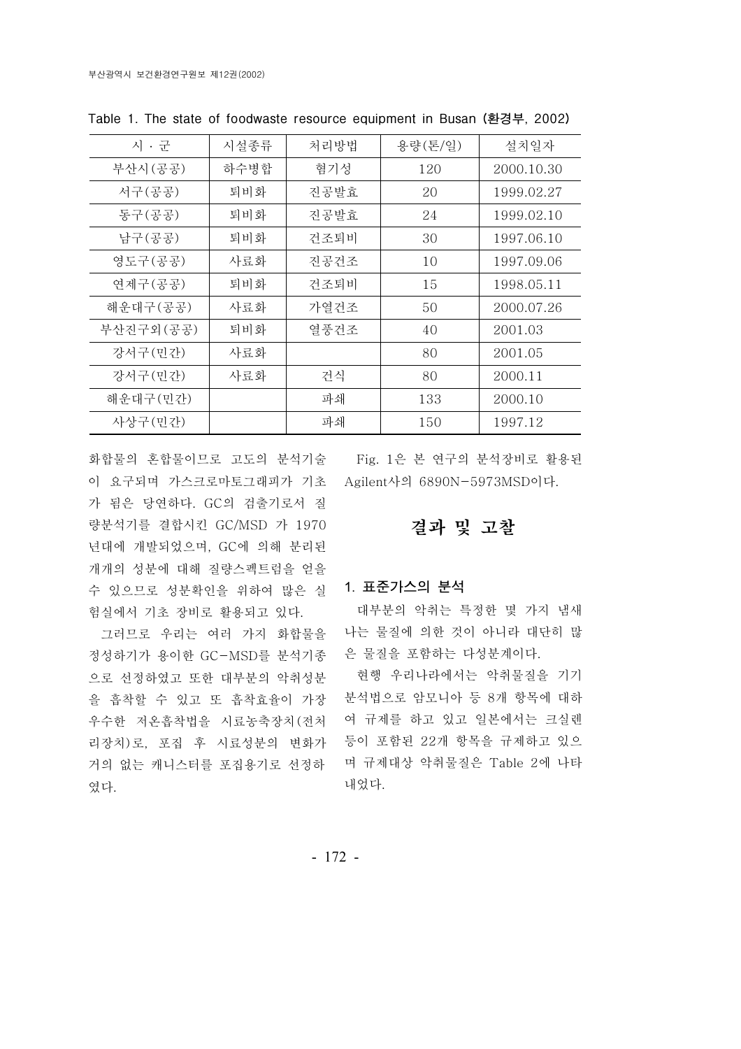Table 1. The state of foodwaste resource equipment in Busan (환경부, 2002)

| 시 · 군 | 시설종류 | 처리방법 | 용량(톤/일) | 설치일자 |
|---|---|---|---|---|
| 부산시(공공) | 하수병합 | 혐기성 | 120 | 2000.10.30 |
| 서구(공공) | 퇴비화 | 진공발효 | 20 | 1999.02.27 |
| 동구(공공) | 퇴비화 | 진공발효 | 24 | 1999.02.10 |
| 남구(공공) | 퇴비화 | 건조퇴비 | 30 | 1997.06.10 |
| 영도구(공공) | 사료화 | 진공건조 | 10 | 1997.09.06 |
| 연제구(공공) | 퇴비화 | 건조퇴비 | 15 | 1998.05.11 |
| 해운대구(공공) | 사료화 | 가열건조 | 50 | 2000.07.26 |
| 부산진구외(공공) | 퇴비화 | 열풍건조 | 40 | 2001.03 |
| 강서구(민간) | 사료화 | | 80 | 2001.05 |
| 강서구(민간) | 사료화 | 건식 | 80 | 2000.11 |
| 해운대구(민간) | | 파쇄 | 133 | 2000.10 |
| 사상구(민간) | | 파쇄 | 150 | 1997.12 |

화합물의 혼합물이므로 고도의 분석기술이 요구되며 가스크로마토그래피가 기초가 됨은 당연하다. GC의 검출기로서 질량분석기를 결합시킨 GC/MSD 가 1970년대에 개발되었으며, GC에 의해 분리된 개개의 성분에 대해 질량스펙트럼을 얻을 수 있으므로 성분확인을 위하여 많은 실험실에서 기초 장비로 활용되고 있다.

그러므로 우리는 여러 가지 화합물을 정성하기가 용이한 GC-MSD를 분석기종으로 선정하였고 또한 대부분의 악취성분을 흡착할 수 있고 또 흡착효율이 가장 우수한 저온흡착법을 시료농축장치(전처리장치)로, 포집 후 시료성분의 변화가 거의 없는 캐니스터를 포집용기로 선정하였다.

Fig. 1은 본 연구의 분석장비로 활용된 Agilent사의 6890N-5973MSD이다.

## 결과 및 고찰

### 1. 표준가스의 분석

대부분의 악취는 특정한 몇 가지 냄새나는 물질에 의한 것이 아니라 대단히 많은 물질을 포함하는 다성분계이다.

현행 우리나라에서는 악취물질을 기기분석법으로 암모니아 등 8개 항목에 대하여 규제를 하고 있고 일본에서는 크실렌 등이 포함된 22개 항목을 규제하고 있으며 규제대상 악취물질은 Table 2에 나타내었다.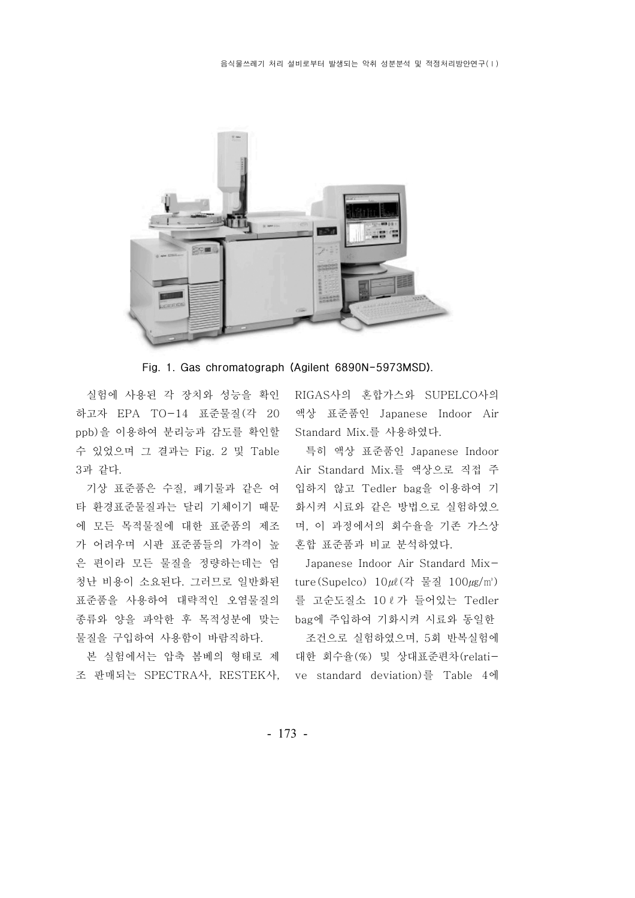Fig. 1. Gas chromatograph (Agilent 6890N-5973MSD).

실험에 사용된 각 장치와 성능을 확인하고자 EPA TO-14 표준물질(각 20 ppb)을 이용하여 분리능과 감도를 확인할 수 있었으며 그 결과는 Fig. 2 및 Table 3과 같다.

기상 표준품은 수질, 폐기물과 같은 여타 환경표준물질과는 달리 기체이기 때문에 모든 목적물질에 대한 표준품의 제조가 어려우며 시판 표준품들의 가격이 높은 편이라 모든 물질을 정량하는데는 엄청난 비용이 소요된다. 그러므로 일반화된 표준품을 사용하여 대략적인 오염물질의 종류와 양을 파악한 후 목적성분에 맞는 물질을 구입하여 사용함이 바람직하다.

본 실험에서는 압축 봄베의 형태로 제조 판매되는 SPECTRA사, RESTEK사, RIGAS사의 혼합가스와 SUPELCO사의 액상 표준품인 Japanese Indoor Air Standard Mix.를 사용하였다.

특히 액상 표준품인 Japanese Indoor Air Standard Mix.를 액상으로 직접 주입하지 않고 Tedler bag을 이용하여 기화시켜 시료와 같은 방법으로 실험하였으며, 이 과정에서의 회수율을 기존 가스상 혼합 표준품과 비교 분석하였다.

Japanese Indoor Air Standard Mixture(Supelco) 10㎕(각 물질 100㎍/㎥)를 고순도질소 10ℓ가 들어있는 Tedler bag에 주입하여 기화시켜 시료와 동일한 조건으로 실험하였으며, 5회 반복실험에 대한 회수율(%) 및 상대표준편차(relative standard deviation)를 Table 4에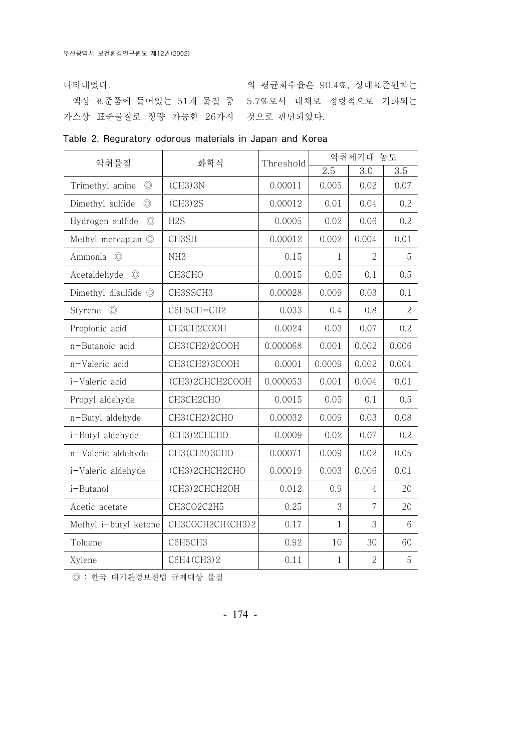나타내었다.

액상 표준품에 들어있는 51개 물질 중 가스상 표준물질로 정량 가능한 26가지의 평균회수율은 90.4%, 상대표준편차는 5.7%로서 대체로 정량적으로 기화되는 것으로 판단되었다.

Table 2. Reguratory odorous materials in Japan and Korea

| 악취물질 | 화학식 | Threshold | 악취세기대 농도 | | |
|---|---|---|---|---|---|
| | | | 2.5 | 3.0 | 3.5 |
| Trimethyl amine ◎ | $(CH_3)_3N$ | 0.00011 | 0.005 | 0.02 | 0.07 |
| Dimethyl sulfide ◎ | $(CH_3)_2S$ | 0.00012 | 0.01 | 0.04 | 0.2 |
| Hydrogen sulfide ◎ | $H_2S$ | 0.0005 | 0.02 | 0.06 | 0.2 |
| Methyl mercaptan ◎ | $CH_3SH$ | 0.00012 | 0.002 | 0.004 | 0.01 |
| Ammonia ◎ | $NH_3$ | 0.15 | 1 | 2 | 5 |
| Acetaldehyde ◎ | $CH_3CHO$ | 0.0015 | 0.05 | 0.1 | 0.5 |
| Dimethyl disulfide ◎ | $CH_3SSCH_3$ | 0.00028 | 0.009 | 0.03 | 0.1 |
| Styrene ◎ | $C_6H_5CH=CH_2$ | 0.033 | 0.4 | 0.8 | 2 |
| Propionic acid | $CH_3CH_2COOH$ | 0.0024 | 0.03 | 0.07 | 0.2 |
| n-Butanoic acid | $CH_3(CH_2)_2COOH$ | 0.000068 | 0.001 | 0.002 | 0.006 |
| n-Valeric acid | $CH_3(CH_2)_3COOH$ | 0.0001 | 0.0009 | 0.002 | 0.004 |
| i-Valeric acid | $(CH_3)_2CHCH_2COOH$ | 0.000053 | 0.001 | 0.004 | 0.01 |
| Propyl aldehyde | $CH_3CH_2CHO$ | 0.0015 | 0.05 | 0.1 | 0.5 |
| n-Butyl aldehyde | $CH_3(CH_2)_2CHO$ | 0.00032 | 0.009 | 0.03 | 0.08 |
| i-Butyl aldehyde | $(CH_3)_2CHCHO$ | 0.0009 | 0.02 | 0.07 | 0.2 |
| n-Valeric aldehyde | $CH_3(CH_2)_3CHO$ | 0.00071 | 0.009 | 0.02 | 0.05 |
| i-Valeric aldehyde | $(CH_3)_2CHCH_2CHO$ | 0.00019 | 0.003 | 0.006 | 0.01 |
| i-Butanol | $(CH_3)_2CHCH_2OH$ | 0.012 | 0.9 | 4 | 20 |
| Acetic acetate | $CH_3CO_2C_2H_5$ | 0.25 | 3 | 7 | 20 |
| Methyl i-butyl ketone | $CH_3COCH_2CH(CH_3)_2$ | 0.17 | 1 | 3 | 6 |
| Toluene | $C_6H_5CH_3$ | 0.92 | 10 | 30 | 60 |
| Xylene | $C_6H_4(CH_3)_2$ | 0.11 | 1 | 2 | 5 |

◎ : 한국 대기환경보전법 규제대상 물질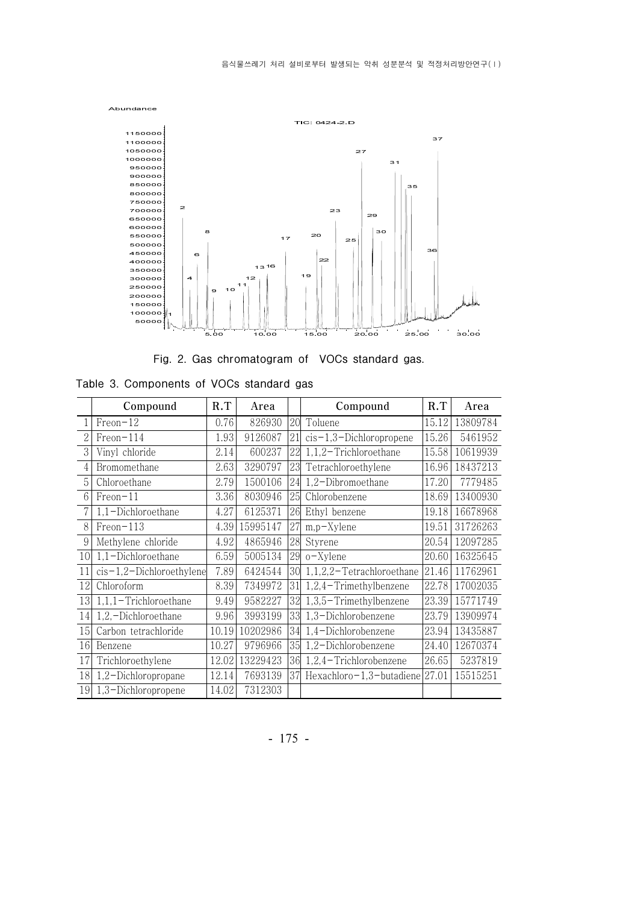Fig. 2. Gas chromatogram of VOCs standard gas.

Table 3. Components of VOCs standard gas

| | Compound | R.T | Area | | Compound | R.T | Area |
|---|---|---|---|---|---|---|---|
| 1 | Freon-12 | 0.76 | 826930 | 20 | Toluene | 15.12 | 13809784 |
| 2 | Freon-114 | 1.93 | 9126087 | 21 | cis-1,3-Dichloropropene | 15.26 | 5461952 |
| 3 | Vinyl chloride | 2.14 | 600237 | 22 | 1,1,2-Trichloroethane | 15.58 | 10619939 |
| 4 | Bromomethane | 2.63 | 3290797 | 23 | Tetrachloroethylene | 16.96 | 18437213 |
| 5 | Chloroethane | 2.79 | 1500106 | 24 | 1,2-Dibromoethane | 17.20 | 7779485 |
| 6 | Freon-11 | 3.36 | 8030946 | 25 | Chlorobenzene | 18.69 | 13400930 |
| 7 | 1,1-Dichloroethane | 4.27 | 6125371 | 26 | Ethyl benzene | 19.18 | 16678968 |
| 8 | Freon-113 | 4.39 | 15995147 | 27 | m,p-Xylene | 19.51 | 31726263 |
| 9 | Methylene chloride | 4.92 | 4865946 | 28 | Styrene | 20.54 | 12097285 |
| 10 | 1,1-Dichloroethane | 6.59 | 5005134 | 29 | o-Xylene | 20.60 | 16325645 |
| 11 | cis-1,2-Dichloroethylene | 7.89 | 6424544 | 30 | 1,1,2,2-Tetrachloroethane | 21.46 | 11762961 |
| 12 | Chloroform | 8.39 | 7349972 | 31 | 1,2,4-Trimethylbenzene | 22.78 | 17002035 |
| 13 | 1,1,1-Trichloroethane | 9.49 | 9582227 | 32 | 1,3,5-Trimethylbenzene | 23.39 | 15771749 |
| 14 | 1,2,-Dichloroethane | 9.96 | 3993199 | 33 | 1,3-Dichlorobenzene | 23.79 | 13909974 |
| 15 | Carbon tetrachloride | 10.19 | 10202986 | 34 | 1,4-Dichlorobenzene | 23.94 | 13435887 |
| 16 | Benzene | 10.27 | 9796966 | 35 | 1,2-Dichlorobenzene | 24.40 | 12670374 |
| 17 | Trichloroethylene | 12.02 | 13229423 | 36 | 1,2,4-Trichlorobenzene | 26.65 | 5237819 |
| 18 | 1,2-Dichloropropane | 12.14 | 7693139 | 37 | Hexachloro-1,3-butadiene | 27.01 | 15515251 |
| 19 | 1,3-Dichloropropene | 14.02 | 7312303 | | | | |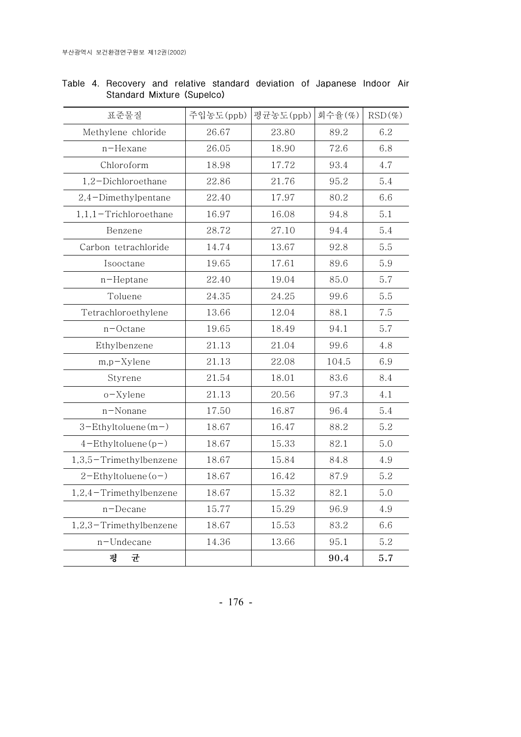Table 4. Recovery and relative standard deviation of Japanese Indoor Air Standard Mixture (Supelco)

| 표준물질 | 주입농도(ppb) | 평균농도(ppb) | 회수율(%) | RSD(%) |
|---|---|---|---|---|
| Methylene chloride | 26.67 | 23.80 | 89.2 | 6.2 |
| n-Hexane | 26.05 | 18.90 | 72.6 | 6.8 |
| Chloroform | 18.98 | 17.72 | 93.4 | 4.7 |
| 1,2-Dichloroethane | 22.86 | 21.76 | 95.2 | 5.4 |
| 2,4-Dimethylpentane | 22.40 | 17.97 | 80.2 | 6.6 |
| 1,1,1-Trichloroethane | 16.97 | 16.08 | 94.8 | 5.1 |
| Benzene | 28.72 | 27.10 | 94.4 | 5.4 |
| Carbon tetrachloride | 14.74 | 13.67 | 92.8 | 5.5 |
| Isooctane | 19.65 | 17.61 | 89.6 | 5.9 |
| n-Heptane | 22.40 | 19.04 | 85.0 | 5.7 |
| Toluene | 24.35 | 24.25 | 99.6 | 5.5 |
| Tetrachloroethylene | 13.66 | 12.04 | 88.1 | 7.5 |
| n-Octane | 19.65 | 18.49 | 94.1 | 5.7 |
| Ethylbenzene | 21.13 | 21.04 | 99.6 | 4.8 |
| m,p-Xylene | 21.13 | 22.08 | 104.5 | 6.9 |
| Styrene | 21.54 | 18.01 | 83.6 | 8.4 |
| o-Xylene | 21.13 | 20.56 | 97.3 | 4.1 |
| n-Nonane | 17.50 | 16.87 | 96.4 | 5.4 |
| 3-Ethyltoluene(m-) | 18.67 | 16.47 | 88.2 | 5.2 |
| 4-Ethyltoluene(p-) | 18.67 | 15.33 | 82.1 | 5.0 |
| 1,3,5-Trimethylbenzene | 18.67 | 15.84 | 84.8 | 4.9 |
| 2-Ethyltoluene(o-) | 18.67 | 16.42 | 87.9 | 5.2 |
| 1,2,4-Trimethylbenzene | 18.67 | 15.32 | 82.1 | 5.0 |
| n-Decane | 15.77 | 15.29 | 96.9 | 4.9 |
| 1,2,3-Trimethylbenzene | 18.67 | 15.53 | 83.2 | 6.6 |
| n-Undecane | 14.36 | 13.66 | 95.1 | 5.2 |
| **평 균** | | | **90.4** | **5.7** |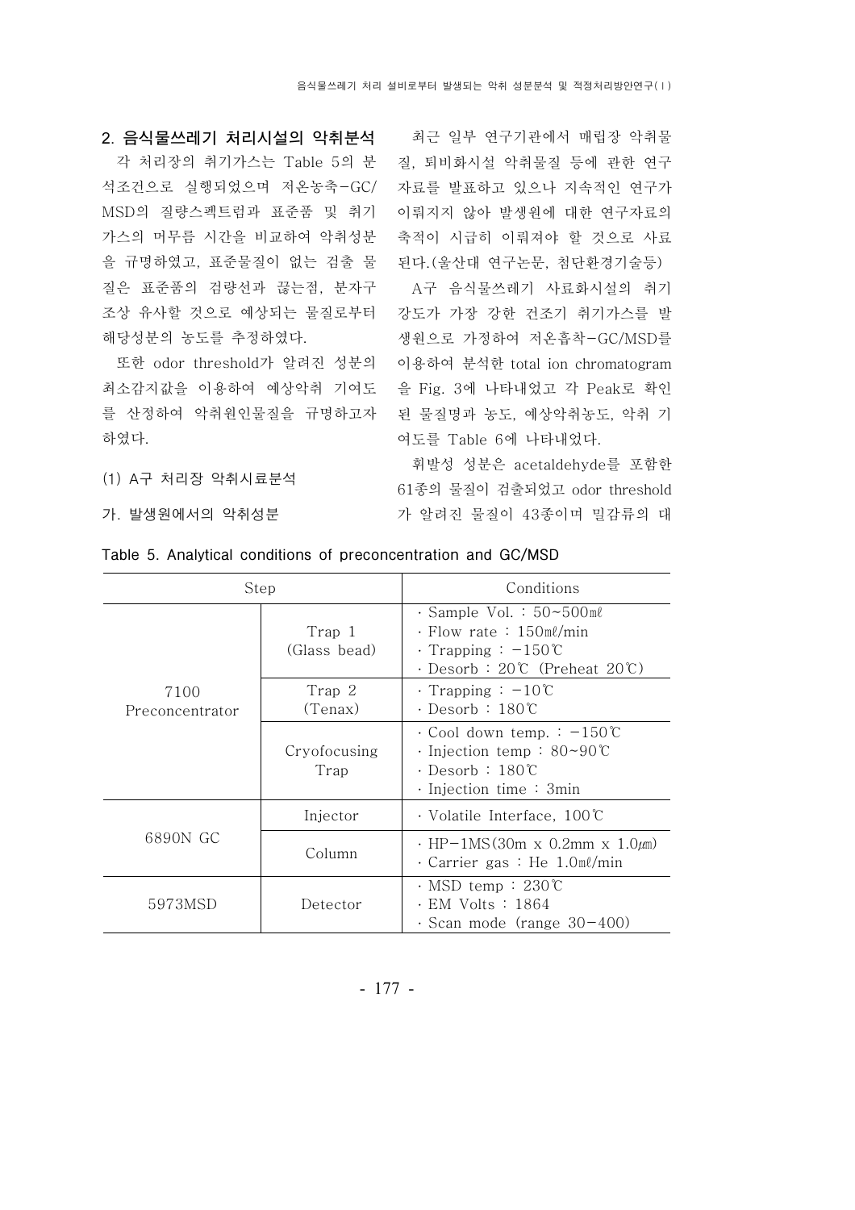## 2. 음식물쓰레기 처리시설의 악취분석

각 처리장의 취기가스는 Table 5의 분석조건으로 실행되었으며 저온농축-GC/MSD의 질량스펙트럼과 표준품 및 취기가스의 머무름 시간을 비교하여 악취성분을 규명하였고, 표준물질이 없는 검출 물질은 표준품의 검량선과 끓는점, 분자구조상 유사할 것으로 예상되는 물질로부터 해당성분의 농도를 추정하였다.

또한 odor threshold가 알려진 성분의 최소감지값을 이용하여 예상악취 기여도를 산정하여 악취원인물질을 규명하고자 하였다.

### (1) A구 처리장 악취시료분석

#### 가. 발생원에서의 악취성분

최근 일부 연구기관에서 매립장 악취물질, 퇴비화시설 악취물질 등에 관한 연구자료를 발표하고 있으나 지속적인 연구가 이뤄지지 않아 발생원에 대한 연구자료의 축적이 시급히 이뤄져야 할 것으로 사료된다.(울산대 연구논문, 첨단환경기술등)

A구 음식물쓰레기 사료화시설의 취기강도가 가장 강한 건조기 취기가스를 발생원으로 가정하여 저온흡착-GC/MSD를 이용하여 분석한 total ion chromatogram을 Fig. 3에 나타내었고 각 Peak로 확인된 물질명과 농도, 예상악취농도, 악취 기여도를 Table 6에 나타내었다.

휘발성 성분은 acetaldehyde를 포함한 61종의 물질이 검출되었고 odor threshold가 알려진 물질이 43종이며 빌감류의 대

Table 5. Analytical conditions of preconcentration and GC/MSD

| Step | | Conditions |
|---|---|---|
| 7100 Preconcentrator | Trap 1 (Glass bead) | · Sample Vol. : 50~500㎖<br>· Flow rate : 150㎖/min<br>· Trapping : −150℃<br>· Desorb : 20℃ (Preheat 20℃) |
| | Trap 2 (Tenax) | · Trapping : −10℃<br>· Desorb : 180℃ |
| | Cryofocusing Trap | · Cool down temp. : −150℃<br>· Injection temp : 80~90℃<br>· Desorb : 180℃<br>· Injection time : 3min |
| 6890N GC | Injector | · Volatile Interface, 100℃ |
| | Column | · HP−1MS(30m x 0.2mm x 1.0㎛)<br>· Carrier gas : He 1.0㎖/min |
| 5973MSD | Detector | · MSD temp : 230℃<br>· EM Volts : 1864<br>· Scan mode (range 30−400) |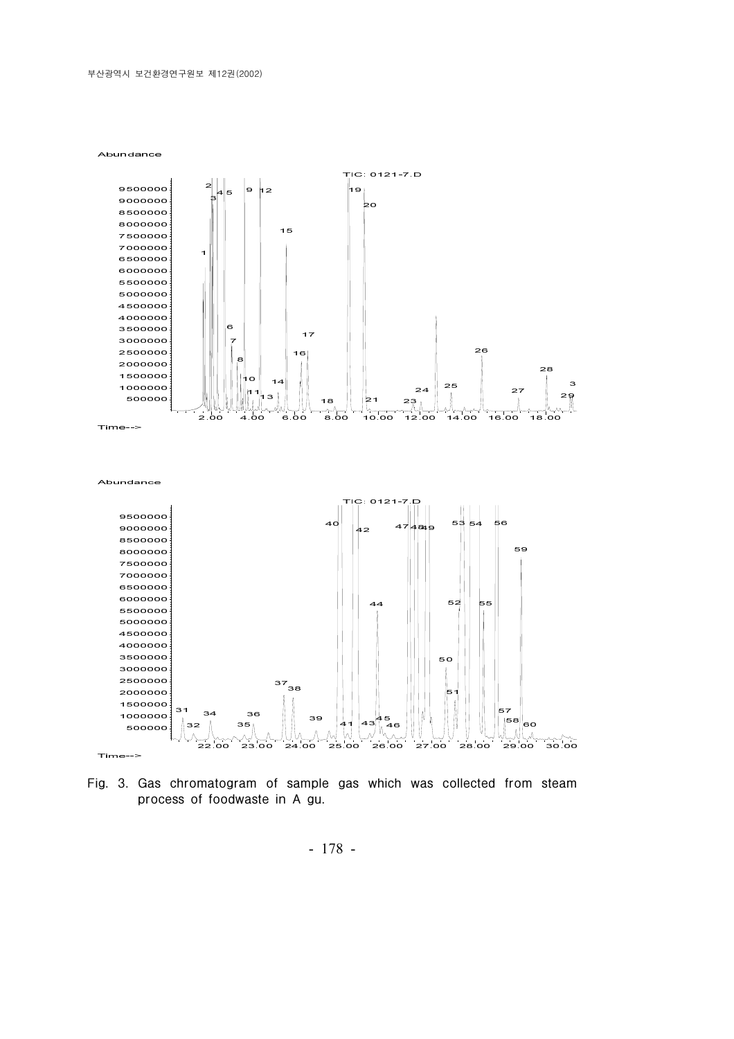Fig. 3. Gas chromatogram of sample gas which was collected from steam process of foodwaste in A gu.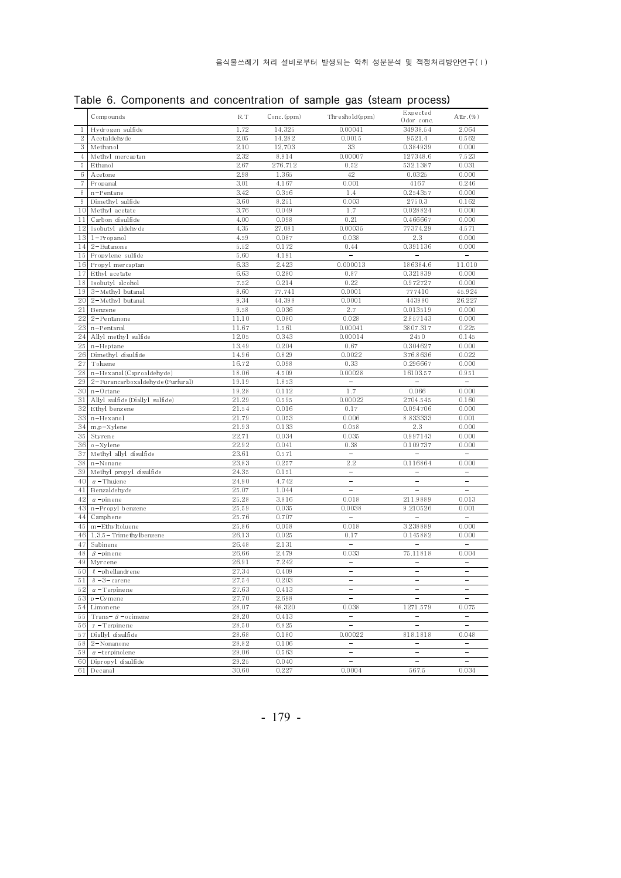Table 6. Components and concentration of sample gas (steam process)

| | Compounds | R.T | Conc.(ppm) | Threshold(ppm) | Expected Odor conc. | Attr.(%) |
|---|---|---|---|---|---|---|
| 1 | Hydrogen sulfide | 1.72 | 14.325 | 0.00041 | 34938.54 | 2.064 |
| 2 | Acetaldehyde | 2.05 | 14.282 | 0.0015 | 9521.4 | 0.562 |
| 3 | Methanol | 2.10 | 12.703 | 33 | 0.384939 | 0.000 |
| 4 | Methyl mercaptan | 2.32 | 8.914 | 0.00007 | 127348.6 | 7.523 |
| 5 | Ethanol | 2.67 | 276.712 | 0.52 | 532.1387 | 0.031 |
| 6 | Acetone | 2.98 | 1.365 | 42 | 0.0325 | 0.000 |
| 7 | Propanal | 3.01 | 4.167 | 0.001 | 4167 | 0.246 |
| 8 | n-Pentane | 3.42 | 0.356 | 1.4 | 0.254357 | 0.000 |
| 9 | Dimethyl sulfide | 3.60 | 8.251 | 0.003 | 2750.3 | 0.162 |
| 10 | Methyl acetate | 3.76 | 0.049 | 1.7 | 0.028824 | 0.000 |
| 11 | Carbon disulfide | 4.00 | 0.098 | 0.21 | 0.466667 | 0.000 |
| 12 | Isobutyl aldehyde | 4.35 | 27.081 | 0.00035 | 77374.29 | 4.571 |
| 13 | 1-Propanol | 4.59 | 0.087 | 0.038 | 2.3 | 0.000 |
| 14 | 2-Butanone | 5.52 | 0.172 | 0.44 | 0.391136 | 0.000 |
| 15 | Propylene sulfide | 5.60 | 4.191 | - | - | - |
| 16 | Propyl mercaptan | 6.33 | 2.423 | 0.000013 | 186384.6 | 11.010 |
| 17 | Ethyl acetate | 6.63 | 0.280 | 0.87 | 0.321839 | 0.000 |
| 18 | Isobutyl alcohol | 7.52 | 0.214 | 0.22 | 0.972727 | 0.000 |
| 19 | 3-Methyl butanal | 8.60 | 77.741 | 0.0001 | 777410 | 45.924 |
| 20 | 2-Methyl butanal | 9.34 | 44.398 | 0.0001 | 443980 | 26.227 |
| 21 | Benzene | 9.58 | 0.036 | 2.7 | 0.013519 | 0.000 |
| 22 | 2-Pentanone | 11.10 | 0.080 | 0.028 | 2.857143 | 0.000 |
| 23 | n-Pentanal | 11.67 | 1.561 | 0.00041 | 3807.317 | 0.225 |
| 24 | Allyl methyl sulfide | 12.05 | 0.343 | 0.00014 | 2450 | 0.145 |
| 25 | n-Heptane | 13.49 | 0.204 | 0.67 | 0.304627 | 0.000 |
| 26 | Dimethyl disulfide | 14.96 | 0.829 | 0.0022 | 376.8636 | 0.022 |
| 27 | Toluene | 16.72 | 0.098 | 0.33 | 0.296667 | 0.000 |
| 28 | n-Hexanal(Caproaldehyde) | 18.06 | 4.509 | 0.00028 | 16103.57 | 0.951 |
| 29 | 2-Furancarboxaldehyde(Furfural) | 19.19 | 1.853 | - | - | - |
| 30 | n-Octane | 19.28 | 0.112 | 1.7 | 0.066 | 0.000 |
| 31 | Allyl sulfide(Diallyl sulfide) | 21.29 | 0.595 | 0.00022 | 2704.545 | 0.160 |
| 32 | Ethyl benzene | 21.54 | 0.016 | 0.17 | 0.094706 | 0.000 |
| 33 | n-Hexanol | 21.79 | 0.053 | 0.006 | 8.833333 | 0.001 |
| 34 | m,p-Xylene | 21.93 | 0.133 | 0.058 | 2.3 | 0.000 |
| 35 | Styrene | 22.71 | 0.034 | 0.035 | 0.997143 | 0.000 |
| 36 | o-Xylene | 22.92 | 0.041 | 0.38 | 0.109737 | 0.000 |
| 37 | Methyl allyl disulfide | 23.61 | 0.571 | - | - | - |
| 38 | n-Nonane | 23.83 | 0.257 | 2.2 | 0.116864 | 0.000 |
| 39 | Methyl propyl disulfide | 24.35 | 0.151 | - | - | - |
| 40 | $\alpha$-Thujene | 24.90 | 4.742 | - | - | - |
| 41 | Benzaldehyde | 25.07 | 1.044 | - | - | - |
| 42 | $\alpha$-pinene | 25.28 | 3.816 | 0.018 | 211.9889 | 0.013 |
| 43 | n-Propyl benzene | 25.59 | 0.035 | 0.0038 | 9.210526 | 0.001 |
| 44 | Camphene | 25.76 | 0.707 | - | - | - |
| 45 | m-Ethyltoluene | 25.86 | 0.058 | 0.018 | 3.238889 | 0.000 |
| 46 | 1,3,5-Trimethylbenzene | 26.13 | 0.025 | 0.17 | 0.145882 | 0.000 |
| 47 | Sabinene | 26.48 | 2.131 | - | - | - |
| 48 | $\beta$-pinene | 26.66 | 2.479 | 0.033 | 75.11818 | 0.004 |
| 49 | Myrcene | 26.91 | 7.242 | - | - | - |
| 50 | $\ell$-phellandrene | 27.34 | 0.409 | - | - | - |
| 51 | $\delta$-3-carene | 27.54 | 0.203 | - | - | - |
| 52 | $\alpha$-Terpinene | 27.63 | 0.413 | - | - | - |
| 53 | p-Cymene | 27.70 | 2.698 | - | - | - |
| 54 | Limonene | 28.07 | 48.320 | 0.038 | 1271.579 | 0.075 |
| 55 | Trans-$\beta$-ocimene | 28.20 | 0.413 | - | - | - |
| 56 | $\gamma$-Terpinene | 28.50 | 6.825 | - | - | - |
| 57 | Diallyl disulfide | 28.68 | 0.180 | 0.00022 | 818.1818 | 0.048 |
| 58 | 2-Nonanone | 28.82 | 0.106 | - | - | - |
| 59 | $\alpha$-terpinolene | 29.06 | 0.563 | - | - | - |
| 60 | Dipropyl disulfide | 29.25 | 0.040 | - | - | - |
| 61 | Decanal | 30.60 | 0.227 | 0.0004 | 567.5 | 0.034 |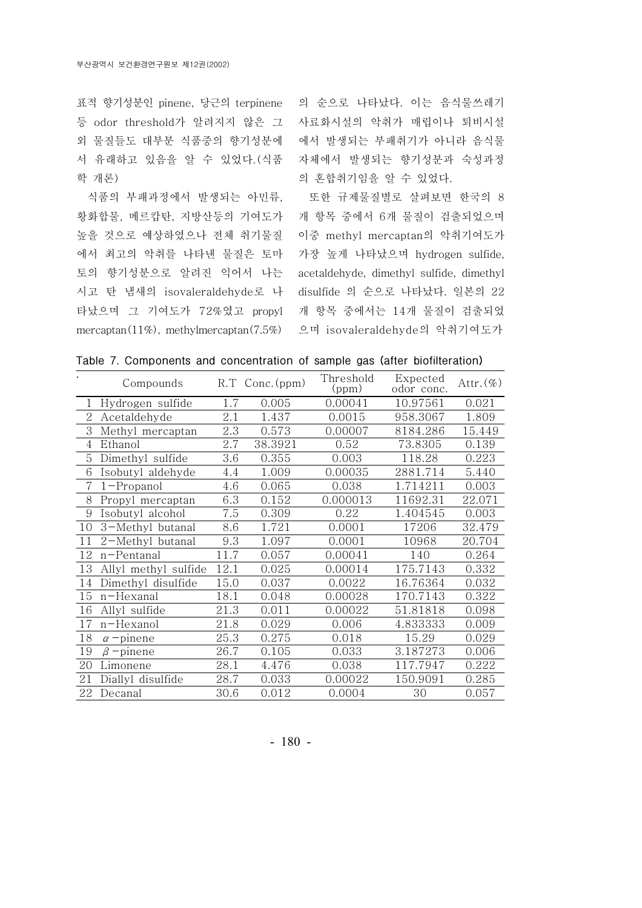표적 향기성분인 pinene, 당근의 terpinene 등 odor threshold가 알려지지 않은 그 외 물질들도 대부분 식품중의 향기성분에서 유래하고 있음을 알 수 있었다.(식품학 개론)

식품의 부패과정에서 발생되는 아민류, 황화합물, 메르캅탄, 지방산등의 기여도가 높을 것으로 예상하였으나 전체 취기물질에서 최고의 악취를 나타낸 물질은 토마토의 향기성분으로 알려진 익어서 나는 시고 탄 냄새의 isovaleraldehyde로 나타났으며 그 기여도가 72%였고 propyl mercaptan(11%), methylmercaptan(7.5%)의 순으로 나타났다. 이는 음식물쓰레기 사료화시설의 악취가 매립이나 퇴비시설에서 발생되는 부패취기가 아니라 음식물 자체에서 발생되는 향기성분과 숙성과정의 혼합취기임을 알 수 있었다.

또한 규제물질별로 살펴보면 한국의 8개 항목 중에서 6개 물질이 검출되었으며 이중 methyl mercaptan의 악취기여도가 가장 높게 나타났으며 hydrogen sulfide, acetaldehyde, dimethyl sulfide, dimethyl disulfide 의 순으로 나타났다. 일본의 22개 항목 중에서는 14개 물질이 검출되었으며 isovaleraldehyde의 악취기여도가

Table 7. Components and concentration of sample gas (after biofilteration)

| | Compounds | R.T | Conc.(ppm) | Threshold (ppm) | Expected odor conc. | Attr.(%) |
|---|---|---|---|---|---|---|
| 1 | Hydrogen sulfide | 1.7 | 0.005 | 0.00041 | 10.97561 | 0.021 |
| 2 | Acetaldehyde | 2.1 | 1.437 | 0.0015 | 958.3067 | 1.809 |
| 3 | Methyl mercaptan | 2.3 | 0.573 | 0.00007 | 8184.286 | 15.449 |
| 4 | Ethanol | 2.7 | 38.3921 | 0.52 | 73.8305 | 0.139 |
| 5 | Dimethyl sulfide | 3.6 | 0.355 | 0.003 | 118.28 | 0.223 |
| 6 | Isobutyl aldehyde | 4.4 | 1.009 | 0.00035 | 2881.714 | 5.440 |
| 7 | 1-Propanol | 4.6 | 0.065 | 0.038 | 1.714211 | 0.003 |
| 8 | Propyl mercaptan | 6.3 | 0.152 | 0.000013 | 11692.31 | 22.071 |
| 9 | Isobutyl alcohol | 7.5 | 0.309 | 0.22 | 1.404545 | 0.003 |
| 10 | 3-Methyl butanal | 8.6 | 1.721 | 0.0001 | 17206 | 32.479 |
| 11 | 2-Methyl butanal | 9.3 | 1.097 | 0.0001 | 10968 | 20.704 |
| 12 | n-Pentanal | 11.7 | 0.057 | 0.00041 | 140 | 0.264 |
| 13 | Allyl methyl sulfide | 12.1 | 0.025 | 0.00014 | 175.7143 | 0.332 |
| 14 | Dimethyl disulfide | 15.0 | 0.037 | 0.0022 | 16.76364 | 0.032 |
| 15 | n-Hexanal | 18.1 | 0.048 | 0.00028 | 170.7143 | 0.322 |
| 16 | Allyl sulfide | 21.3 | 0.011 | 0.00022 | 51.81818 | 0.098 |
| 17 | n-Hexanol | 21.8 | 0.029 | 0.006 | 4.833333 | 0.009 |
| 18 | $\alpha$-pinene | 25.3 | 0.275 | 0.018 | 15.29 | 0.029 |
| 19 | $\beta$-pinene | 26.7 | 0.105 | 0.033 | 3.187273 | 0.006 |
| 20 | Limonene | 28.1 | 4.476 | 0.038 | 117.7947 | 0.222 |
| 21 | Diallyl disulfide | 28.7 | 0.033 | 0.00022 | 150.9091 | 0.285 |
| 22 | Decanal | 30.6 | 0.012 | 0.0004 | 30 | 0.057 |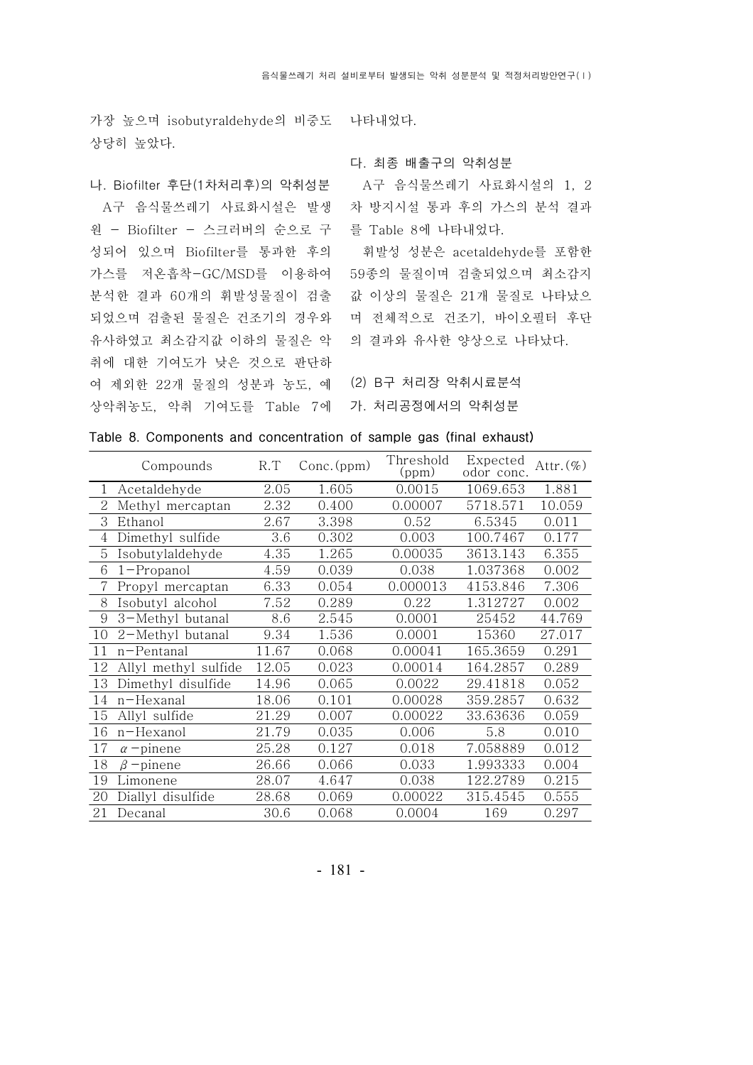가장 높으며 isobutyraldehyde의 비중도 상당히 높았다.

### 나. Biofilter 후단(1차처리후)의 악취성분

A구 음식물쓰레기 사료화시설은 발생원 – Biofilter – 스크러버의 순으로 구성되어 있으며 Biofilter를 통과한 후의 가스를 저온흡착–GC/MSD를 이용하여 분석한 결과 60개의 휘발성물질이 검출되었으며 검출된 물질은 건조기의 경우와 유사하였고 최소감지값 이하의 물질은 악취에 대한 기여도가 낮은 것으로 판단하여 제외한 22개 물질의 성분과 농도, 예상악취농도, 악취 기여도를 Table 7에 나타내었다.

### 다. 최종 배출구의 악취성분

A구 음식물쓰레기 사료화시설의 1, 2차 방지시설 통과 후의 가스의 분석 결과를 Table 8에 나타내었다.

휘발성 성분은 acetaldehyde를 포함한 59종의 물질이며 검출되었으며 최소감지값 이상의 물질은 21개 물질로 나타났으며 전체적으로 건조기, 바이오필터 후단의 결과와 유사한 양상으로 나타났다.

### (2) B구 처리장 악취시료분석

### 가. 처리공정에서의 악취성분

Table 8. Components and concentration of sample gas (final exhaust)

| | Compounds | R.T | Conc.(ppm) | Threshold (ppm) | Expected odor conc. | Attr.(%) |
|---|---|---|---|---|---|---|
| 1 | Acetaldehyde | 2.05 | 1.605 | 0.0015 | 1069.653 | 1.881 |
| 2 | Methyl mercaptan | 2.32 | 0.400 | 0.00007 | 5718.571 | 10.059 |
| 3 | Ethanol | 2.67 | 3.398 | 0.52 | 6.5345 | 0.011 |
| 4 | Dimethyl sulfide | 3.6 | 0.302 | 0.003 | 100.7467 | 0.177 |
| 5 | Isobutylaldehyde | 4.35 | 1.265 | 0.00035 | 3613.143 | 6.355 |
| 6 | 1–Propanol | 4.59 | 0.039 | 0.038 | 1.037368 | 0.002 |
| 7 | Propyl mercaptan | 6.33 | 0.054 | 0.000013 | 4153.846 | 7.306 |
| 8 | Isobutyl alcohol | 7.52 | 0.289 | 0.22 | 1.312727 | 0.002 |
| 9 | 3–Methyl butanal | 8.6 | 2.545 | 0.0001 | 25452 | 44.769 |
| 10 | 2–Methyl butanal | 9.34 | 1.536 | 0.0001 | 15360 | 27.017 |
| 11 | n–Pentanal | 11.67 | 0.068 | 0.00041 | 165.3659 | 0.291 |
| 12 | Allyl methyl sulfide | 12.05 | 0.023 | 0.00014 | 164.2857 | 0.289 |
| 13 | Dimethyl disulfide | 14.96 | 0.065 | 0.0022 | 29.41818 | 0.052 |
| 14 | n–Hexanal | 18.06 | 0.101 | 0.00028 | 359.2857 | 0.632 |
| 15 | Allyl sulfide | 21.29 | 0.007 | 0.00022 | 33.63636 | 0.059 |
| 16 | n–Hexanol | 21.79 | 0.035 | 0.006 | 5.8 | 0.010 |
| 17 | $\alpha$–pinene | 25.28 | 0.127 | 0.018 | 7.058889 | 0.012 |
| 18 | $\beta$–pinene | 26.66 | 0.066 | 0.033 | 1.993333 | 0.004 |
| 19 | Limonene | 28.07 | 4.647 | 0.038 | 122.2789 | 0.215 |
| 20 | Diallyl disulfide | 28.68 | 0.069 | 0.00022 | 315.4545 | 0.555 |
| 21 | Decanal | 30.6 | 0.068 | 0.0004 | 169 | 0.297 |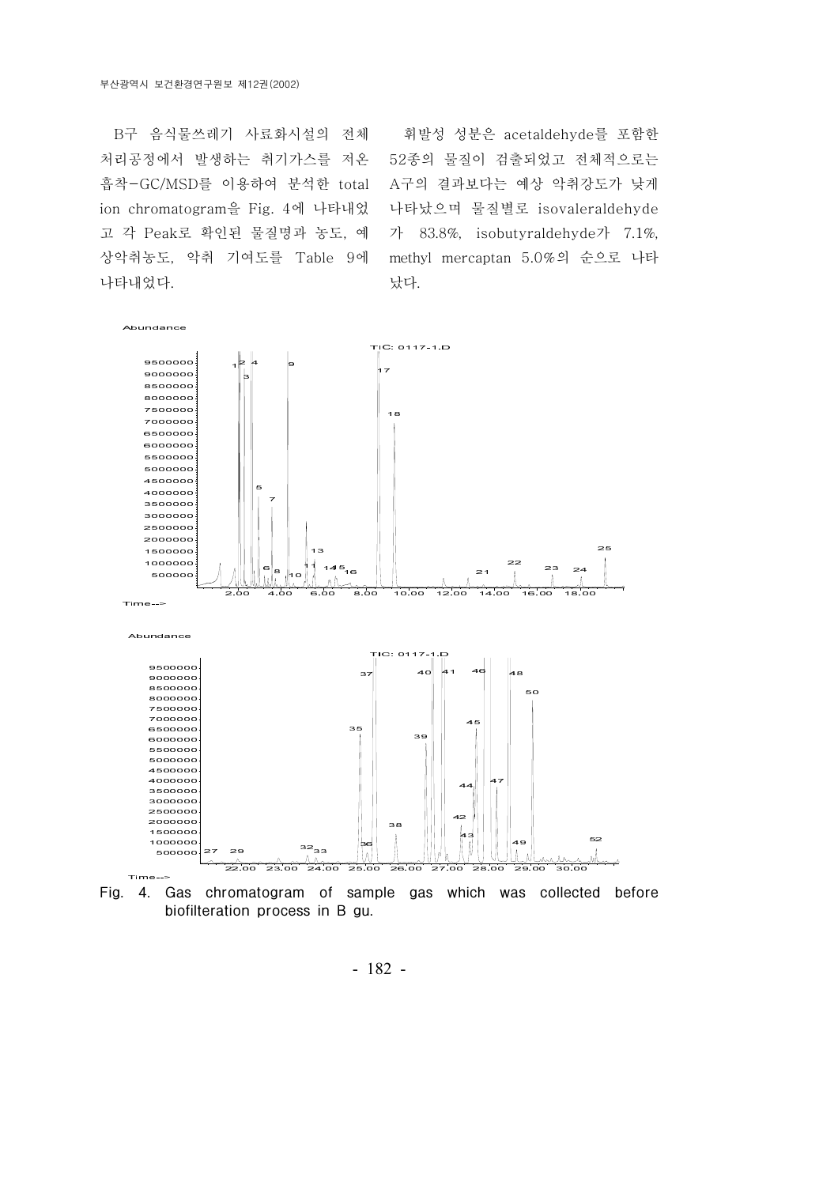B구 음식물쓰레기 사료화시설의 전체 처리공정에서 발생하는 취기가스를 저온 흡착-GC/MSD를 이용하여 분석한 total ion chromatogram을 Fig. 4에 나타내었고 각 Peak로 확인된 물질명과 농도, 예상악취농도, 악취 기여도를 Table 9에 나타내었다.

휘발성 성분은 acetaldehyde를 포함한 52종의 물질이 검출되었고 전체적으로는 A구의 결과보다는 예상 악취강도가 낮게 나타났으며 물질별로 isovaleraldehyde가 83.8%, isobutyraldehyde가 7.1%, methyl mercaptan 5.0%의 순으로 나타났다.

Fig. 4. Gas chromatogram of sample gas which was collected before biofilteration process in B gu.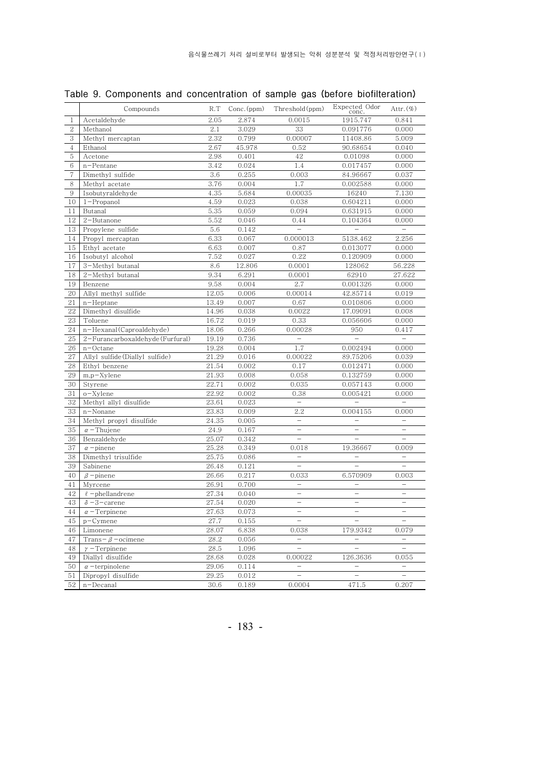Table 9. Components and concentration of sample gas (before biofilteration)

| | Compounds | R.T | Conc.(ppm) | Threshold(ppm) | Expected Odor conc. | Attr.(%) |
|---|---|---|---|---|---|---|
| 1 | Acetaldehyde | 2.05 | 2.874 | 0.0015 | 1915.747 | 0.841 |
| 2 | Methanol | 2.1 | 3.029 | 33 | 0.091776 | 0.000 |
| 3 | Methyl mercaptan | 2.32 | 0.799 | 0.00007 | 11408.86 | 5.009 |
| 4 | Ethanol | 2.67 | 45.978 | 0.52 | 90.68654 | 0.040 |
| 5 | Acetone | 2.98 | 0.401 | 42 | 0.01098 | 0.000 |
| 6 | n−Pentane | 3.42 | 0.024 | 1.4 | 0.017457 | 0.000 |
| 7 | Dimethyl sulfide | 3.6 | 0.255 | 0.003 | 84.96667 | 0.037 |
| 8 | Methyl acetate | 3.76 | 0.004 | 1.7 | 0.002588 | 0.000 |
| 9 | Isobutyraldehyde | 4.35 | 5.684 | 0.00035 | 16240 | 7.130 |
| 10 | 1−Propanol | 4.59 | 0.023 | 0.038 | 0.604211 | 0.000 |
| 11 | Butanal | 5.35 | 0.059 | 0.094 | 0.631915 | 0.000 |
| 12 | 2−Butanone | 5.52 | 0.046 | 0.44 | 0.104364 | 0.000 |
| 13 | Propylene sulfide | 5.6 | 0.142 | − | − | − |
| 14 | Propyl mercaptan | 6.33 | 0.067 | 0.000013 | 5138.462 | 2.256 |
| 15 | Ethyl acetate | 6.63 | 0.007 | 0.87 | 0.013077 | 0.000 |
| 16 | Isobutyl alcohol | 7.52 | 0.027 | 0.22 | 0.120909 | 0.000 |
| 17 | 3−Methyl butanal | 8.6 | 12.806 | 0.0001 | 128062 | 56.228 |
| 18 | 2−Methyl butanal | 9.34 | 6.291 | 0.0001 | 62910 | 27.622 |
| 19 | Benzene | 9.58 | 0.004 | 2.7 | 0.001326 | 0.000 |
| 20 | Allyl methyl sulfide | 12.05 | 0.006 | 0.00014 | 42.85714 | 0.019 |
| 21 | n−Heptane | 13.49 | 0.007 | 0.67 | 0.010806 | 0.000 |
| 22 | Dimethyl disulfide | 14.96 | 0.038 | 0.0022 | 17.09091 | 0.008 |
| 23 | Toluene | 16.72 | 0.019 | 0.33 | 0.056606 | 0.000 |
| 24 | n−Hexanal(Caproaldehyde) | 18.06 | 0.266 | 0.00028 | 950 | 0.417 |
| 25 | 2−Furancarboxaldehyde(Furfural) | 19.19 | 0.736 | − | − | − |
| 26 | n−Octane | 19.28 | 0.004 | 1.7 | 0.002494 | 0.000 |
| 27 | Allyl sulfide(Diallyl sulfide) | 21.29 | 0.016 | 0.00022 | 89.75206 | 0.039 |
| 28 | Ethyl benzene | 21.54 | 0.002 | 0.17 | 0.012471 | 0.000 |
| 29 | m,p−Xylene | 21.93 | 0.008 | 0.058 | 0.132759 | 0.000 |
| 30 | Styrene | 22.71 | 0.002 | 0.035 | 0.057143 | 0.000 |
| 31 | o−Xylene | 22.92 | 0.002 | 0.38 | 0.005421 | 0.000 |
| 32 | Methyl allyl disulfide | 23.61 | 0.023 | − | − | − |
| 33 | n−Nonane | 23.83 | 0.009 | 2.2 | 0.004155 | 0.000 |
| 34 | Methyl propyl disulfide | 24.35 | 0.005 | − | − | − |
| 35 | α−Thujene | 24.9 | 0.167 | − | − | − |
| 36 | Benzaldehyde | 25.07 | 0.342 | − | − | − |
| 37 | α−pinene | 25.28 | 0.349 | 0.018 | 19.36667 | 0.009 |
| 38 | Dimethyl trisulfide | 25.75 | 0.086 | − | − | − |
| 39 | Sabinene | 26.48 | 0.121 | − | − | − |
| 40 | β−pinene | 26.66 | 0.217 | 0.033 | 6.570909 | 0.003 |
| 41 | Myrcene | 26.91 | 0.700 | − | − | − |
| 42 | ℓ−phellandrene | 27.34 | 0.040 | − | − | − |
| 43 | δ−3−carene | 27.54 | 0.020 | − | − | − |
| 44 | α−Terpinene | 27.63 | 0.073 | − | − | − |
| 45 | p−Cymene | 27.7 | 0.155 | − | − | − |
| 46 | Limonene | 28.07 | 6.838 | 0.038 | 179.9342 | 0.079 |
| 47 | Trans−β−ocimene | 28.2 | 0.056 | − | − | − |
| 48 | γ−Terpinene | 28.5 | 1.096 | − | − | − |
| 49 | Diallyl disulfide | 28.68 | 0.028 | 0.00022 | 126.3636 | 0.055 |
| 50 | α−terpinolene | 29.06 | 0.114 | − | − | − |
| 51 | Dipropyl disulfide | 29.25 | 0.012 | − | − | − |
| 52 | n−Decanal | 30.6 | 0.189 | 0.0004 | 471.5 | 0.207 |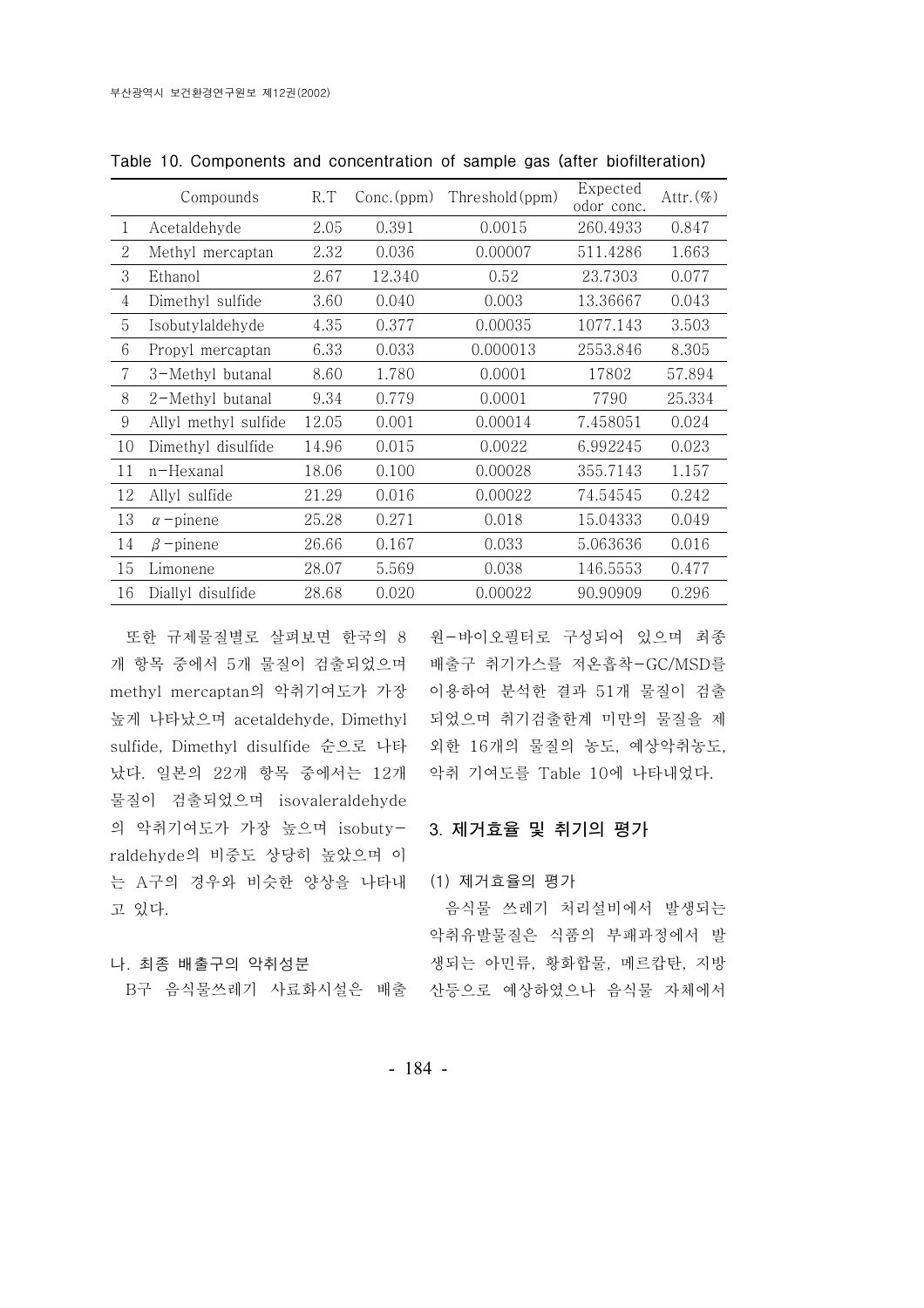Table 10. Components and concentration of sample gas (after biofilteration)

| | Compounds | R.T | Conc.(ppm) | Threshold(ppm) | Expected odor conc. | Attr.(%) |
|---|---|---|---|---|---|---|
| 1 | Acetaldehyde | 2.05 | 0.391 | 0.0015 | 260.4933 | 0.847 |
| 2 | Methyl mercaptan | 2.32 | 0.036 | 0.00007 | 511.4286 | 1.663 |
| 3 | Ethanol | 2.67 | 12.340 | 0.52 | 23.7303 | 0.077 |
| 4 | Dimethyl sulfide | 3.60 | 0.040 | 0.003 | 13.36667 | 0.043 |
| 5 | Isobutylaldehyde | 4.35 | 0.377 | 0.00035 | 1077.143 | 3.503 |
| 6 | Propyl mercaptan | 6.33 | 0.033 | 0.000013 | 2553.846 | 8.305 |
| 7 | 3-Methyl butanal | 8.60 | 1.780 | 0.0001 | 17802 | 57.894 |
| 8 | 2-Methyl butanal | 9.34 | 0.779 | 0.0001 | 7790 | 25.334 |
| 9 | Allyl methyl sulfide | 12.05 | 0.001 | 0.00014 | 7.458051 | 0.024 |
| 10 | Dimethyl disulfide | 14.96 | 0.015 | 0.0022 | 6.992245 | 0.023 |
| 11 | n-Hexanal | 18.06 | 0.100 | 0.00028 | 355.7143 | 1.157 |
| 12 | Allyl sulfide | 21.29 | 0.016 | 0.00022 | 74.54545 | 0.242 |
| 13 | $\alpha$-pinene | 25.28 | 0.271 | 0.018 | 15.04333 | 0.049 |
| 14 | $\beta$-pinene | 26.66 | 0.167 | 0.033 | 5.063636 | 0.016 |
| 15 | Limonene | 28.07 | 5.569 | 0.038 | 146.5553 | 0.477 |
| 16 | Diallyl disulfide | 28.68 | 0.020 | 0.00022 | 90.90909 | 0.296 |

또한 규제물질별로 살펴보면 한국의 8개 항목 중에서 5개 물질이 검출되었으며 methyl mercaptan의 악취기여도가 가장 높게 나타났으며 acetaldehyde, Dimethyl sulfide, Dimethyl disulfide 순으로 나타났다. 일본의 22개 항목 중에서는 12개 물질이 검출되었으며 isovaleraldehyde의 악취기여도가 가장 높으며 isobutyraldehyde의 비중도 상당히 높았으며 이는 A구의 경우와 비슷한 양상을 나타내고 있다.

### 나. 최종 배출구의 악취성분

B구 음식물쓰레기 사료화시설은 배출원-바이오필터로 구성되어 있으며 최종 배출구 취기가스를 저온흡착-GC/MSD를 이용하여 분석한 결과 51개 물질이 검출되었으며 취기검출한계 미만의 물질을 제외한 16개의 물질의 농도, 예상악취농도, 악취 기여도를 Table 10에 나타내었다.

## 3. 제거효율 및 취기의 평가

### (1) 제거효율의 평가

음식물 쓰레기 처리설비에서 발생되는 악취유발물질은 식품의 부패과정에서 발생되는 아민류, 황화합물, 메르캅탄, 지방산등으로 예상하였으나 음식물 자체에서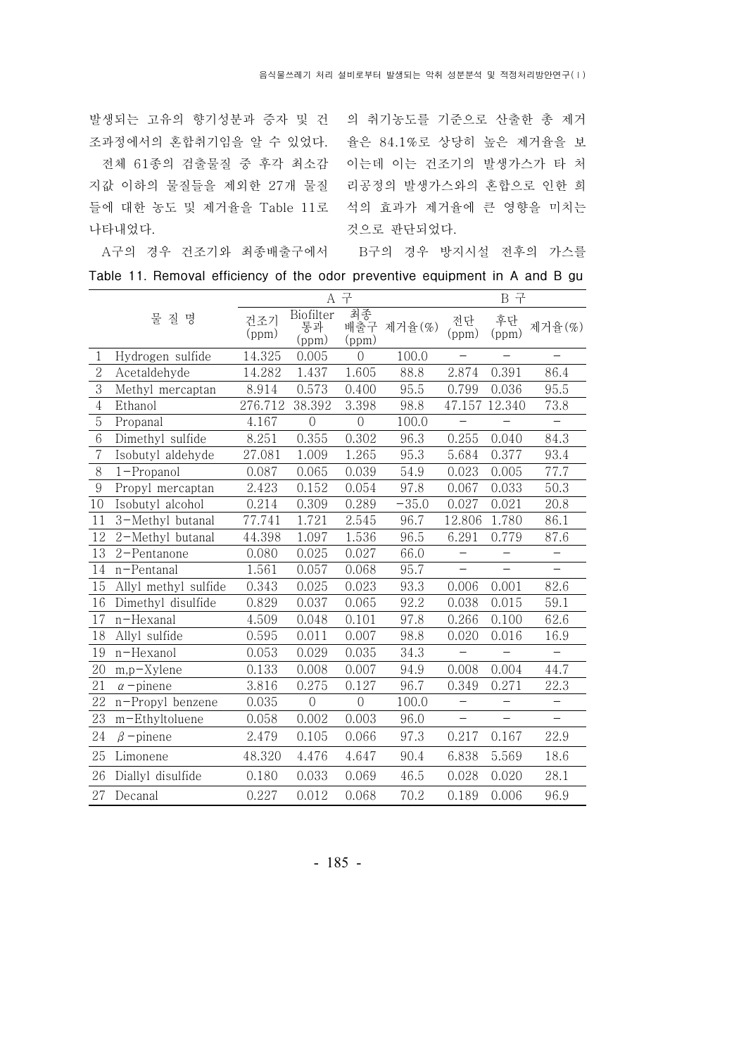발생되는 고유의 향기성분과 증자 및 건조과정에서의 혼합취기임을 알 수 있었다.

전체 61종의 검출물질 중 후각 최소감지값 이하의 물질들을 제외한 27개 물질들에 대한 농도 및 제거율을 Table 11로 나타내었다.

A구의 경우 건조기와 최종배출구에서의 취기농도를 기준으로 산출한 총 제거율은 84.1%로 상당히 높은 제거율을 보이는데 이는 건조기의 발생가스가 타 처리공정의 발생가스와의 혼합으로 인한 희석의 효과가 제거율에 큰 영향을 미치는 것으로 판단되었다.

B구의 경우 방지시설 전후의 가스를

Table 11. Removal efficiency of the odor preventive equipment in A and B gu

| | 물 질 명 | A 구 | | | | B 구 | | |
|---|---|---|---|---|---|---|---|---|
| | | 건조기 (ppm) | Biofilter 통과 (ppm) | 최종 배출구 (ppm) | 제거율(%) | 전단 (ppm) | 후단 (ppm) | 제거율(%) |
| 1 | Hydrogen sulfide | 14.325 | 0.005 | 0 | 100.0 | − | − | − |
| 2 | Acetaldehyde | 14.282 | 1.437 | 1.605 | 88.8 | 2.874 | 0.391 | 86.4 |
| 3 | Methyl mercaptan | 8.914 | 0.573 | 0.400 | 95.5 | 0.799 | 0.036 | 95.5 |
| 4 | Ethanol | 276.712 | 38.392 | 3.398 | 98.8 | 47.157 | 12.340 | 73.8 |
| 5 | Propanal | 4.167 | 0 | 0 | 100.0 | − | − | − |
| 6 | Dimethyl sulfide | 8.251 | 0.355 | 0.302 | 96.3 | 0.255 | 0.040 | 84.3 |
| 7 | Isobutyl aldehyde | 27.081 | 1.009 | 1.265 | 95.3 | 5.684 | 0.377 | 93.4 |
| 8 | 1−Propanol | 0.087 | 0.065 | 0.039 | 54.9 | 0.023 | 0.005 | 77.7 |
| 9 | Propyl mercaptan | 2.423 | 0.152 | 0.054 | 97.8 | 0.067 | 0.033 | 50.3 |
| 10 | Isobutyl alcohol | 0.214 | 0.309 | 0.289 | −35.0 | 0.027 | 0.021 | 20.8 |
| 11 | 3−Methyl butanal | 77.741 | 1.721 | 2.545 | 96.7 | 12.806 | 1.780 | 86.1 |
| 12 | 2−Methyl butanal | 44.398 | 1.097 | 1.536 | 96.5 | 6.291 | 0.779 | 87.6 |
| 13 | 2−Pentanone | 0.080 | 0.025 | 0.027 | 66.0 | − | − | − |
| 14 | n−Pentanal | 1.561 | 0.057 | 0.068 | 95.7 | − | − | − |
| 15 | Allyl methyl sulfide | 0.343 | 0.025 | 0.023 | 93.3 | 0.006 | 0.001 | 82.6 |
| 16 | Dimethyl disulfide | 0.829 | 0.037 | 0.065 | 92.2 | 0.038 | 0.015 | 59.1 |
| 17 | n−Hexanal | 4.509 | 0.048 | 0.101 | 97.8 | 0.266 | 0.100 | 62.6 |
| 18 | Allyl sulfide | 0.595 | 0.011 | 0.007 | 98.8 | 0.020 | 0.016 | 16.9 |
| 19 | n−Hexanol | 0.053 | 0.029 | 0.035 | 34.3 | − | − | − |
| 20 | m,p−Xylene | 0.133 | 0.008 | 0.007 | 94.9 | 0.008 | 0.004 | 44.7 |
| 21 | $\alpha$−pinene | 3.816 | 0.275 | 0.127 | 96.7 | 0.349 | 0.271 | 22.3 |
| 22 | n−Propyl benzene | 0.035 | 0 | 0 | 100.0 | − | − | − |
| 23 | m−Ethyltoluene | 0.058 | 0.002 | 0.003 | 96.0 | − | − | − |
| 24 | $\beta$−pinene | 2.479 | 0.105 | 0.066 | 97.3 | 0.217 | 0.167 | 22.9 |
| 25 | Limonene | 48.320 | 4.476 | 4.647 | 90.4 | 6.838 | 5.569 | 18.6 |
| 26 | Diallyl disulfide | 0.180 | 0.033 | 0.069 | 46.5 | 0.028 | 0.020 | 28.1 |
| 27 | Decanal | 0.227 | 0.012 | 0.068 | 70.2 | 0.189 | 0.006 | 96.9 |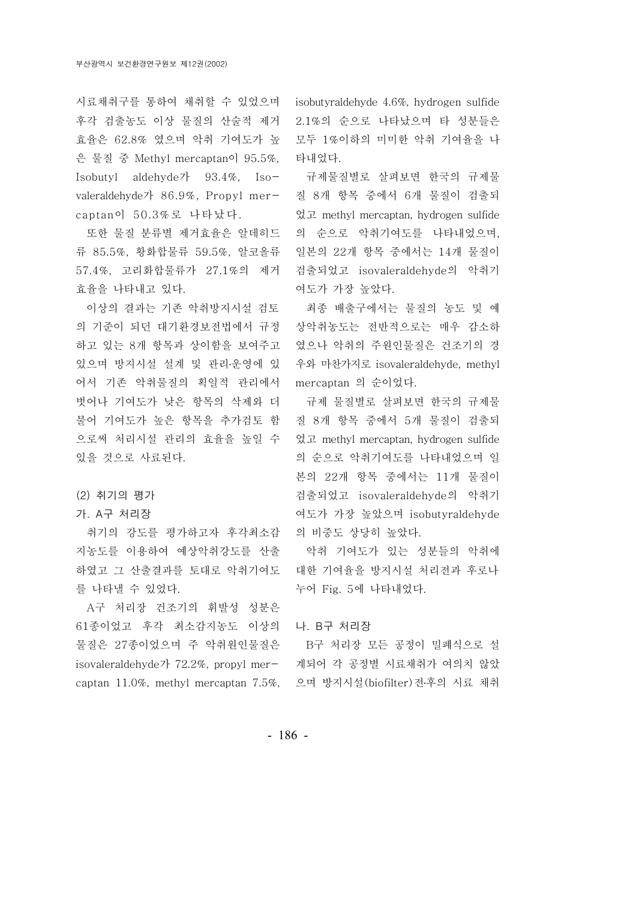시료채취구를 통하여 채취할 수 있었으며 후각 검출농도 이상 물질의 산술적 제거 효율은 62.8% 였으며 악취 기여도가 높은 물질 중 Methyl mercaptan이 95.5%, Isobutyl aldehyde가 93.4%, Iso-valeraldehyde가 86.9%, Propyl mer-captan이 50.3%로 나타났다.

또한 물질 분류별 제거효율은 알데히드류 85.5%, 황화합물류 59.5%, 알코올류 57.4%, 고리화합물류가 27.1%의 제거 효율을 나타내고 있다.

이상의 결과는 기존 악취방지시설 검토의 기준이 되던 대기환경보전법에서 규정하고 있는 8개 항목과 상이함을 보여주고 있으며 방지시설 설계 및 관리·운영에 있어서 기존 악취물질의 획일적 관리에서 벗어나 기여도가 낮은 항목의 삭제와 더불어 기여도가 높은 항목을 추가검토 함으로써 처리시설 관리의 효율을 높일 수 있을 것으로 사료된다.

### (2) 취기의 평가

#### 가. A구 처리장

취기의 강도를 평가하고자 후각최소감지농도를 이용하여 예상악취강도를 산출하였고 그 산출결과를 토대로 악취기여도를 나타낼 수 있었다.

A구 처리장 건조기의 휘발성 성분은 61종이었고 후각 최소감지농도 이상의 물질은 27종이었으며 주 악취원인물질은 isovaleraldehyde가 72.2%, propyl mer-captan 11.0%, methyl mercaptan 7.5%, isobutyraldehyde 4.6%, hydrogen sulfide 2.1%의 순으로 나타났으며 타 성분들은 모두 1%이하의 미미한 악취 기여율을 나타내었다.

규제물질별로 살펴보면 한국의 규제물질 8개 항목 중에서 6개 물질이 검출되었고 methyl mercaptan, hydrogen sulfide의 순으로 악취기여도를 나타내었으며, 일본의 22개 항목 중에서는 14개 물질이 검출되었고 isovaleraldehyde의 악취기여도가 가장 높았다.

최종 배출구에서는 물질의 농도 및 예상악취농도는 전반적으로는 매우 감소하였으나 악취의 주원인물질은 건조기의 경우와 마찬가지로 isovaleraldehyde, methyl mercaptan 의 순이었다.

규제 물질별로 살펴보면 한국의 규제물질 8개 항목 중에서 5개 물질이 검출되었고 methyl mercaptan, hydrogen sulfide의 순으로 악취기여도를 나타내었으며 일본의 22개 항목 중에서는 11개 물질이 검출되었고 isovaleraldehyde의 악취기여도가 가장 높았으며 isobutyraldehyde의 비중도 상당히 높았다.

악취 기여도가 있는 성분들의 악취에 대한 기여율을 방지시설 처리전과 후로나누어 Fig. 5에 나타내었다.

#### 나. B구 처리장

B구 처리장 모든 공정이 밀폐식으로 설계되어 각 공정별 시료채취가 여의치 않았으며 방지시설(biofilter)전·후의 시료 채취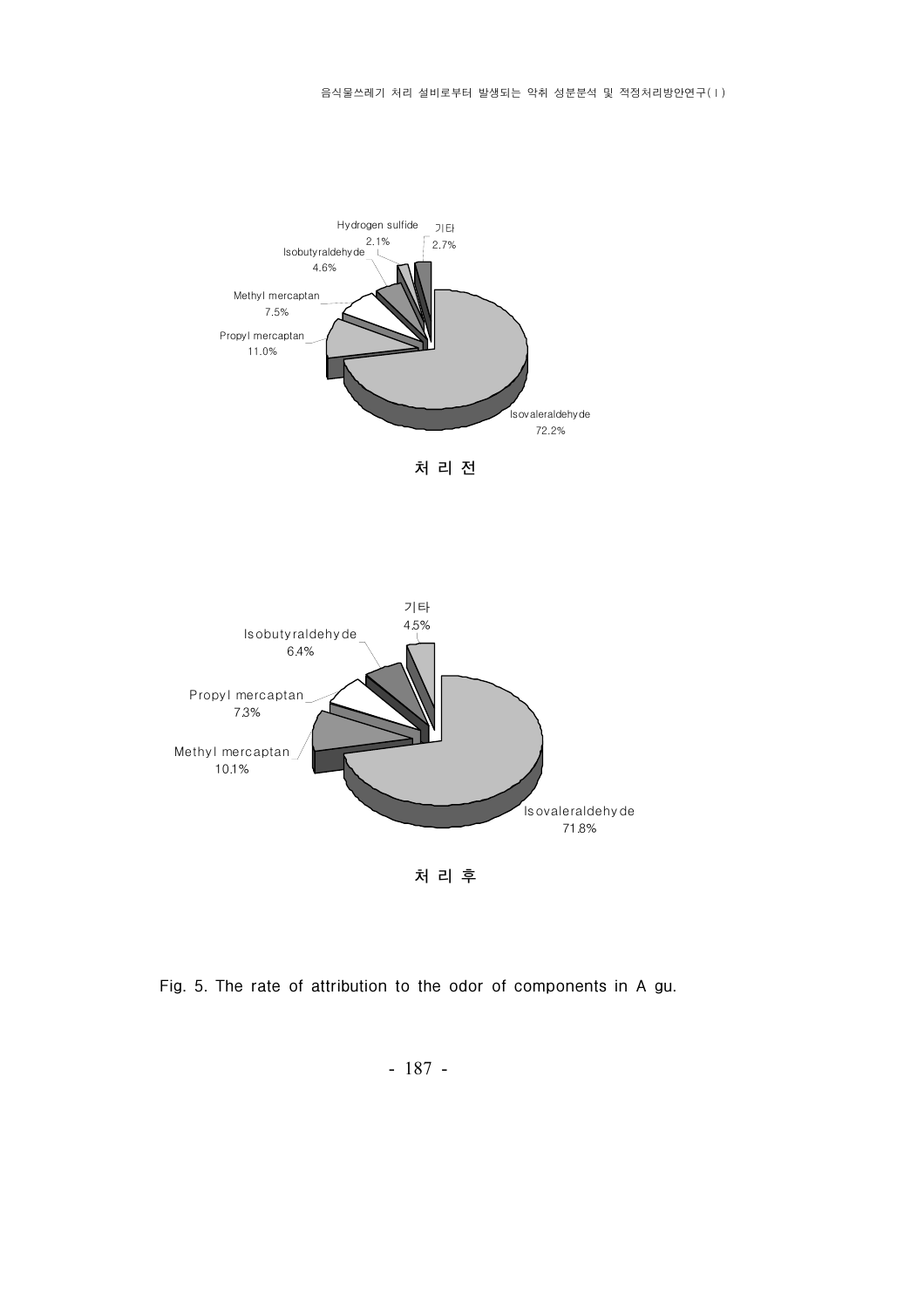Hydrogen sulfide 2.1%

기타 2.7%

Isobutyraldehyde 4.6%

Methyl mercaptan 7.5%

Propyl mercaptan 11.0%

Isovaleraldehyde 72.2%

**처 리 전**

기타 4.5%

Isobutyraldehyde 6.4%

Propyl mercaptan 7.3%

Methyl mercaptan 10.1%

Isovaleraldehyde 71.8%

**처 리 후**

Fig. 5. The rate of attribution to the odor of components in A gu.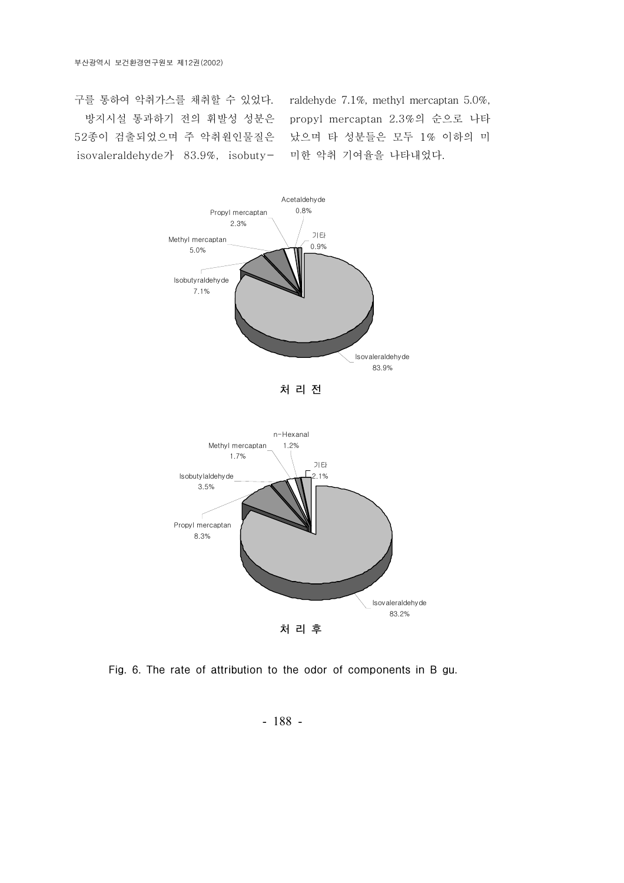구를 통하여 악취가스를 채취할 수 있었다.

방지시설 통과하기 전의 휘발성 성분은 52종이 검출되었으며 주 악취원인물질은 isovaleraldehyde가 83.9%, isobutyraldehyde 7.1%, methyl mercaptan 5.0%, propyl mercaptan 2.3%의 순으로 나타났으며 타 성분들은 모두 1% 이하의 미미한 악취 기여율을 나타내었다.

Acetaldehyde 0.8%
Propyl mercaptan 2.3%
기타 0.9%
Methyl mercaptan 5.0%
Isobutyraldehyde 7.1%
Isovaleraldehyde 83.9%

처 리 전

n-Hexanal 1.2%
Methyl mercaptan 1.7%
기타 2.1%
Isobutylaldehyde 3.5%
Propyl mercaptan 8.3%
Isovaleraldehyde 83.2%

처 리 후

Fig. 6. The rate of attribution to the odor of components in B gu.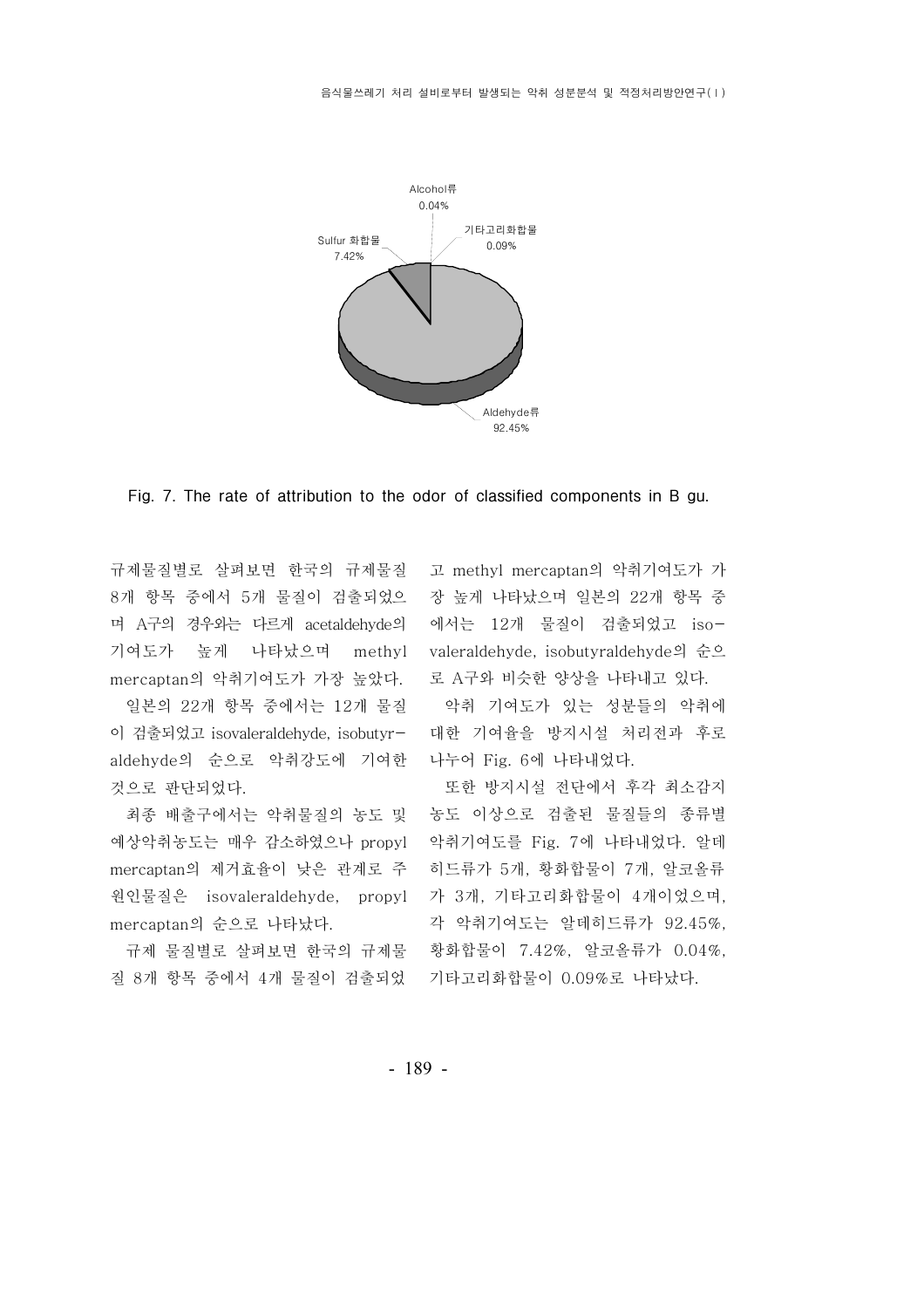Fig. 7. The rate of attribution to the odor of classified components in B gu.

규제물질별로 살펴보면 한국의 규제물질 8개 항목 중에서 5개 물질이 검출되었으며 A구의 경우와는 다르게 acetaldehyde의 기여도가 높게 나타났으며 methyl mercaptan의 악취기여도가 가장 높았다.

일본의 22개 항목 중에서는 12개 물질이 검출되었고 isovaleraldehyde, isobutyraldehyde의 순으로 악취강도에 기여한 것으로 판단되었다.

최종 배출구에서는 악취물질의 농도 및 예상악취농도는 매우 감소하였으나 propyl mercaptan의 제거효율이 낮은 관계로 주원인물질은 isovaleraldehyde, propyl mercaptan의 순으로 나타났다.

규제 물질별로 살펴보면 한국의 규제물질 8개 항목 중에서 4개 물질이 검출되었고 methyl mercaptan의 악취기여도가 가장 높게 나타났으며 일본의 22개 항목 중에서는 12개 물질이 검출되었고 isovaleraldehyde, isobutyraldehyde의 순으로 A구와 비슷한 양상을 나타내고 있다.

악취 기여도가 있는 성분들의 악취에 대한 기여율을 방지시설 처리전과 후로 나누어 Fig. 6에 나타내었다.

또한 방지시설 전단에서 후각 최소감지농도 이상으로 검출된 물질들의 종류별 악취기여도를 Fig. 7에 나타내었다. 알데히드류가 5개, 황화합물이 7개, 알코올류가 3개, 기타고리화합물이 4개이었으며, 각 악취기여도는 알데히드류가 92.45%, 황화합물이 7.42%, 알코올류가 0.04%, 기타고리화합물이 0.09%로 나타났다.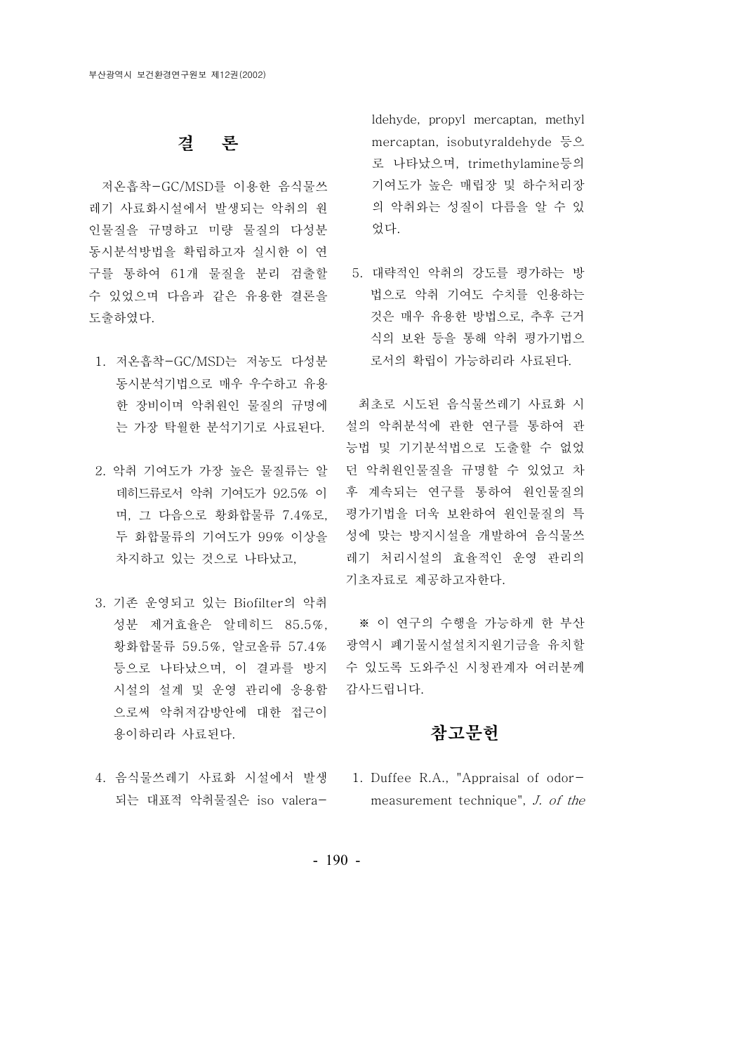## 결 론

저온흡착-GC/MSD를 이용한 음식물쓰레기 사료화시설에서 발생되는 악취의 원인물질을 규명하고 미량 물질의 다성분 동시분석방법을 확립하고자 실시한 이 연구를 통하여 61개 물질을 분리 검출할 수 있었으며 다음과 같은 유용한 결론을 도출하였다.

1. 저온흡착-GC/MSD는 저농도 다성분 동시분석기법으로 매우 우수하고 유용한 장비이며 악취원인 물질의 규명에는 가장 탁월한 분석기기로 사료된다.

2. 악취 기여도가 가장 높은 물질류는 알데히드류로서 악취 기여도가 92.5% 이며, 그 다음으로 황화합물류 7.4%로, 두 화합물류의 기여도가 99% 이상을 차지하고 있는 것으로 나타났고,

3. 기존 운영되고 있는 Biofilter의 악취성분 제거효율은 알데히드 85.5%, 황화합물류 59.5%, 알코올류 57.4% 등으로 나타났으며, 이 결과를 방지시설의 설계 및 운영 관리에 응용함으로써 악취저감방안에 대한 접근이 용이하리라 사료된다.

4. 음식물쓰레기 사료화 시설에서 발생되는 대표적 악취물질은 iso valeraldehyde, propyl mercaptan, methyl mercaptan, isobutyraldehyde 등으로 나타났으며, trimethylamine등의 기여도가 높은 매립장 및 하수처리장의 악취와는 성질이 다름을 알 수 있었다.

5. 대략적인 악취의 강도를 평가하는 방법으로 악취 기여도 수치를 인용하는 것은 매우 유용한 방법으로, 추후 근거식의 보완 등을 통해 악취 평가기법으로서의 확립이 가능하리라 사료된다.

최초로 시도된 음식물쓰레기 사료화 시설의 악취분석에 관한 연구를 통하여 관능법 및 기기분석법으로 도출할 수 없었던 악취원인물질을 규명할 수 있었고 차후 계속되는 연구를 통하여 원인물질의 평가기법을 더욱 보완하여 원인물질의 특성에 맞는 방지시설을 개발하여 음식물쓰레기 처리시설의 효율적인 운영 관리의 기초자료로 제공하고자한다.

※ 이 연구의 수행을 가능하게 한 부산광역시 폐기물시설설치지원기금을 유치할 수 있도록 도와주신 시청관계자 여러분께 감사드립니다.

## 참고문헌

1. Duffee R.A., "Appraisal of odor-measurement technique", *J. of the*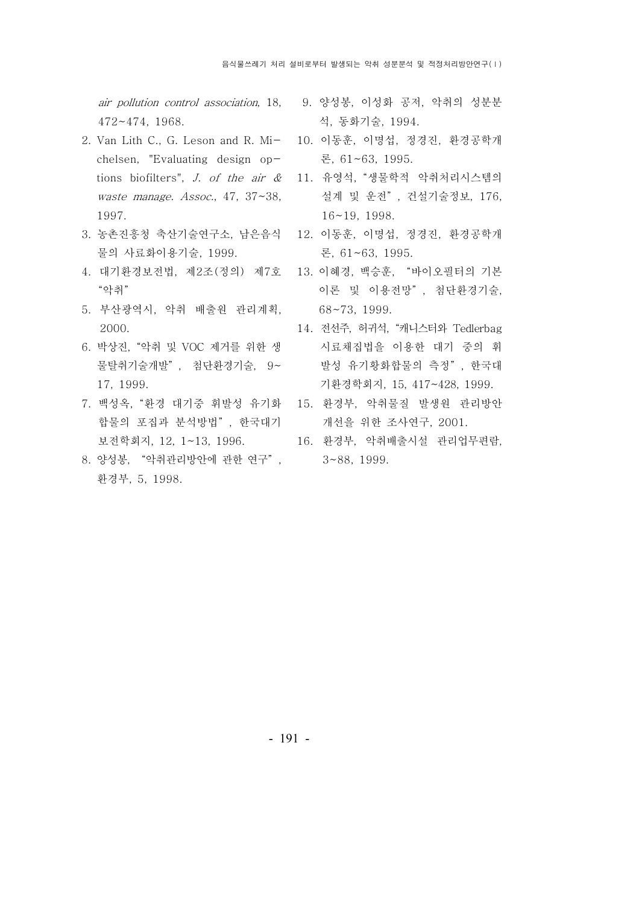*air pollution control association*, 18, 472~474, 1968.

2. Van Lith C., G. Leson and R. Michelsen, "Evaluating design options biofilters", *J. of the air & waste manage. Assoc.*, 47, 37~38, 1997.
3. 농촌진흥청 축산기술연구소, 남은음식물의 사료화이용기술, 1999.
4. 대기환경보전법, 제2조(정의) 제7호 "악취"
5. 부산광역시, 악취 배출원 관리계획, 2000.
6. 박상진, "악취 및 VOC 제거를 위한 생물탈취기술개발", 첨단환경기술, 9~17, 1999.
7. 백성옥, "환경 대기중 휘발성 유기화합물의 포집과 분석방법", 한국대기보전학회지, 12, 1~13, 1996.
8. 양성봉, "악취관리방안에 관한 연구", 환경부, 5, 1998.
9. 양성봉, 이성화 공저, 악취의 성분분석, 동화기술, 1994.
10. 이동훈, 이명섭, 정경진, 환경공학개론, 61~63, 1995.
11. 유영석, "생물학적 악취처리시스템의 설계 및 운전", 건설기술정보, 176, 16~19, 1998.
12. 이동훈, 이명섭, 정경진, 환경공학개론, 61~63, 1995.
13. 이혜경, 백승훈, "바이오필터의 기본이론 및 이용전망", 첨단환경기술, 68~73, 1999.
14. 전선주, 허귀석, "캐니스터와 Tedlerbag 시료채집법을 이용한 대기 중의 휘발성 유기황화합물의 측정", 한국대기환경학회지, 15, 417~428, 1999.
15. 환경부, 악취물질 발생원 관리방안 개선을 위한 조사연구, 2001.
16. 환경부, 악취배출시설 관리업무편람, 3~88, 1999.